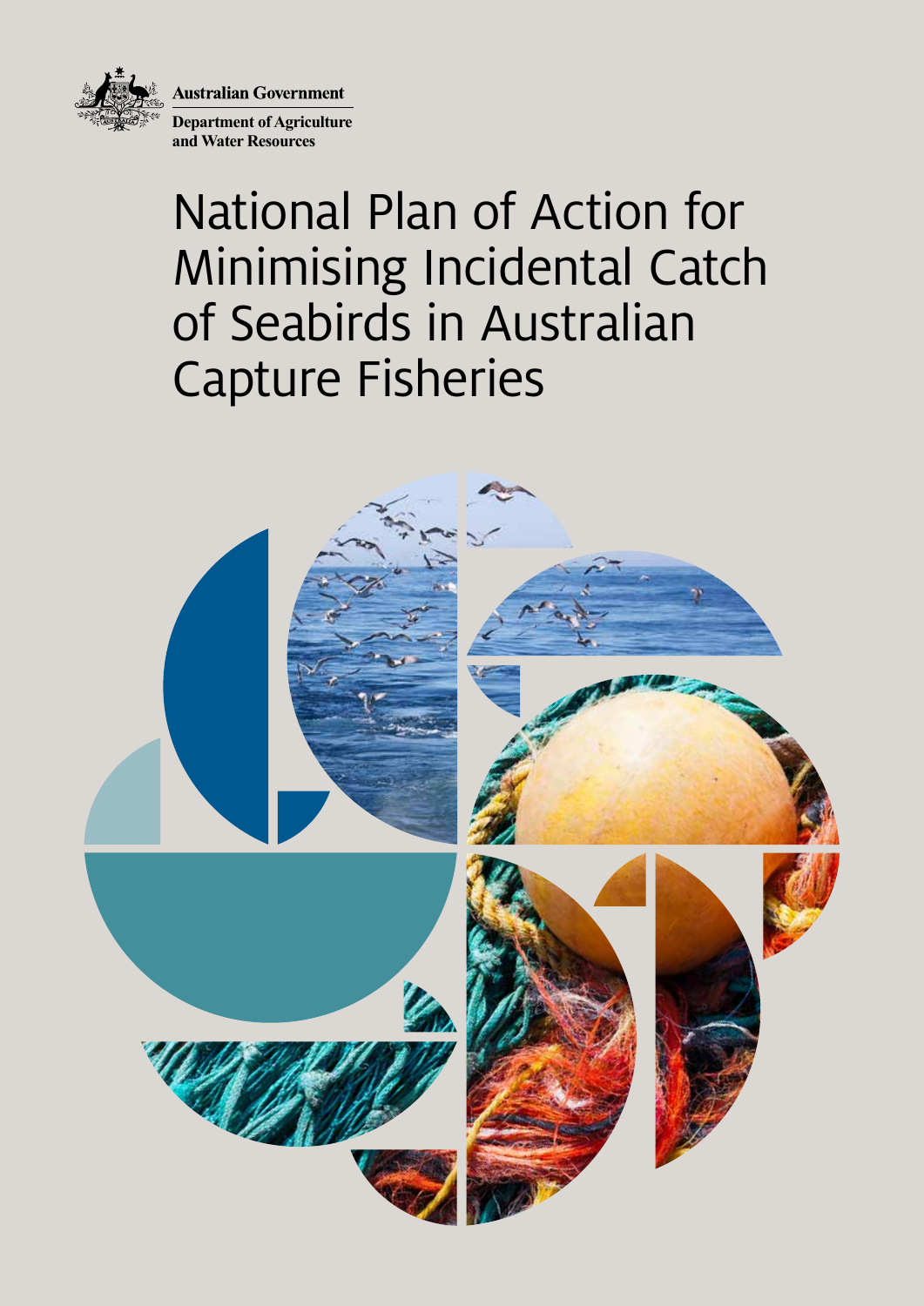Australian Government

Department of Agriculture and Water Resources

# National Plan of Action for Minimising Incidental Catch of Seabirds in Australian Capture Fisheries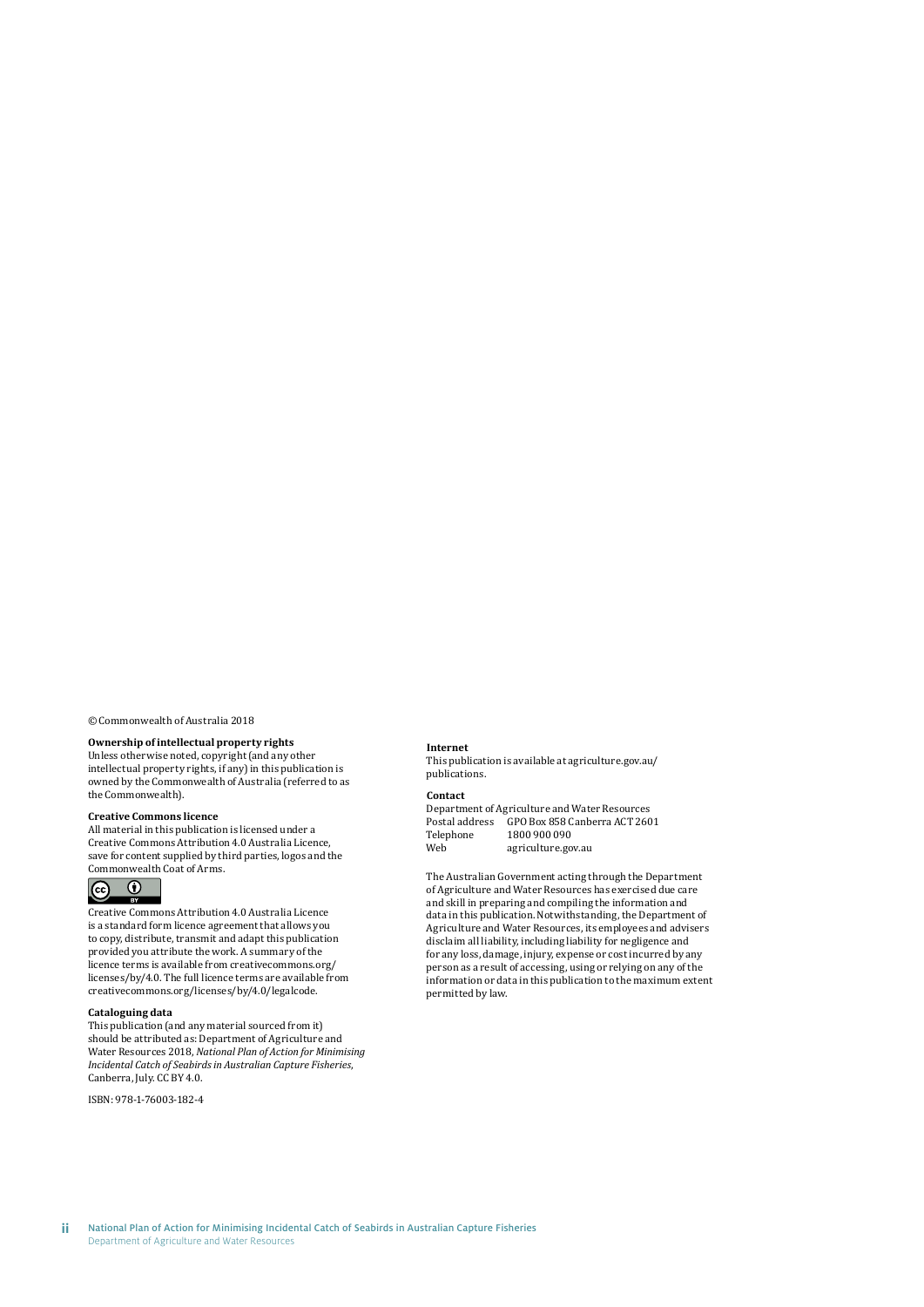© Commonwealth of Australia 2018

**Ownership of intellectual property rights**
Unless otherwise noted, copyright (and any other intellectual property rights, if any) in this publication is owned by the Commonwealth of Australia (referred to as the Commonwealth).

**Creative Commons licence**
All material in this publication is licensed under a Creative Commons Attribution 4.0 Australia Licence, save for content supplied by third parties, logos and the Commonwealth Coat of Arms.

Creative Commons Attribution 4.0 Australia Licence is a standard form licence agreement that allows you to copy, distribute, transmit and adapt this publication provided you attribute the work. A summary of the licence terms is available from creativecommons.org/licenses/by/4.0. The full licence terms are available from creativecommons.org/licenses/by/4.0/legalcode.

**Cataloguing data**
This publication (and any material sourced from it) should be attributed as: Department of Agriculture and Water Resources 2018, *National Plan of Action for Minimising Incidental Catch of Seabirds in Australian Capture Fisheries*, Canberra, July. CC BY 4.0.

ISBN: 978-1-76003-182-4

**Internet**
This publication is available at agriculture.gov.au/publications.

**Contact**
Department of Agriculture and Water Resources
Postal address GPO Box 858 Canberra ACT 2601
Telephone 1800 900 090
Web agriculture.gov.au

The Australian Government acting through the Department of Agriculture and Water Resources has exercised due care and skill in preparing and compiling the information and data in this publication. Notwithstanding, the Department of Agriculture and Water Resources, its employees and advisers disclaim all liability, including liability for negligence and for any loss, damage, injury, expense or cost incurred by any person as a result of accessing, using or relying on any of the information or data in this publication to the maximum extent permitted by law.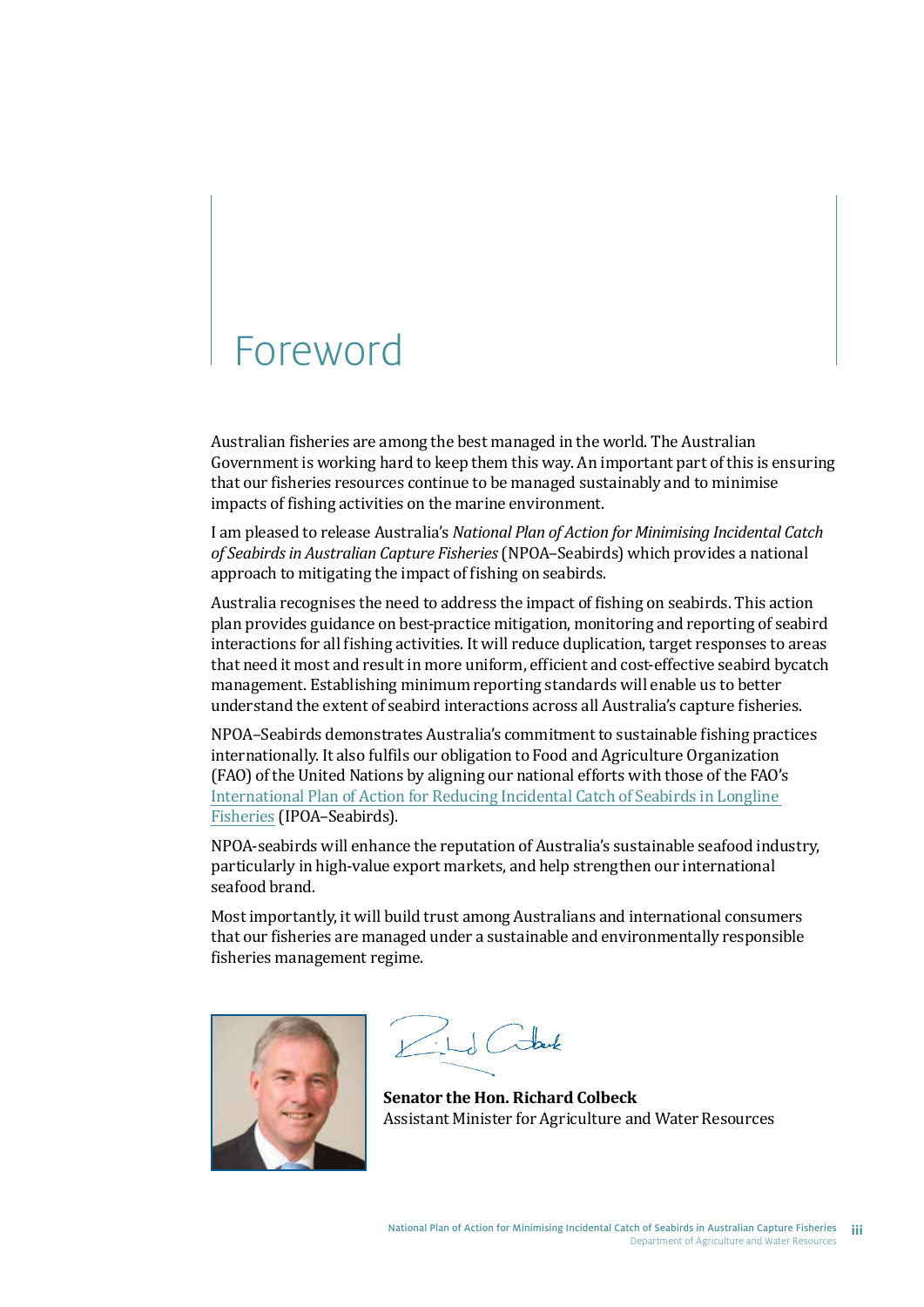# Foreword

Australian fisheries are among the best managed in the world. The Australian Government is working hard to keep them this way. An important part of this is ensuring that our fisheries resources continue to be managed sustainably and to minimise impacts of fishing activities on the marine environment.

I am pleased to release Australia's *National Plan of Action for Minimising Incidental Catch of Seabirds in Australian Capture Fisheries* (NPOA–Seabirds) which provides a national approach to mitigating the impact of fishing on seabirds.

Australia recognises the need to address the impact of fishing on seabirds. This action plan provides guidance on best-practice mitigation, monitoring and reporting of seabird interactions for all fishing activities. It will reduce duplication, target responses to areas that need it most and result in more uniform, efficient and cost-effective seabird bycatch management. Establishing minimum reporting standards will enable us to better understand the extent of seabird interactions across all Australia's capture fisheries.

NPOA–Seabirds demonstrates Australia's commitment to sustainable fishing practices internationally. It also fulfils our obligation to Food and Agriculture Organization (FAO) of the United Nations by aligning our national efforts with those of the FAO's International Plan of Action for Reducing Incidental Catch of Seabirds in Longline Fisheries (IPOA–Seabirds).

NPOA-seabirds will enhance the reputation of Australia's sustainable seafood industry, particularly in high-value export markets, and help strengthen our international seafood brand.

Most importantly, it will build trust among Australians and international consumers that our fisheries are managed under a sustainable and environmentally responsible fisheries management regime.

**Senator the Hon. Richard Colbeck**
Assistant Minister for Agriculture and Water Resources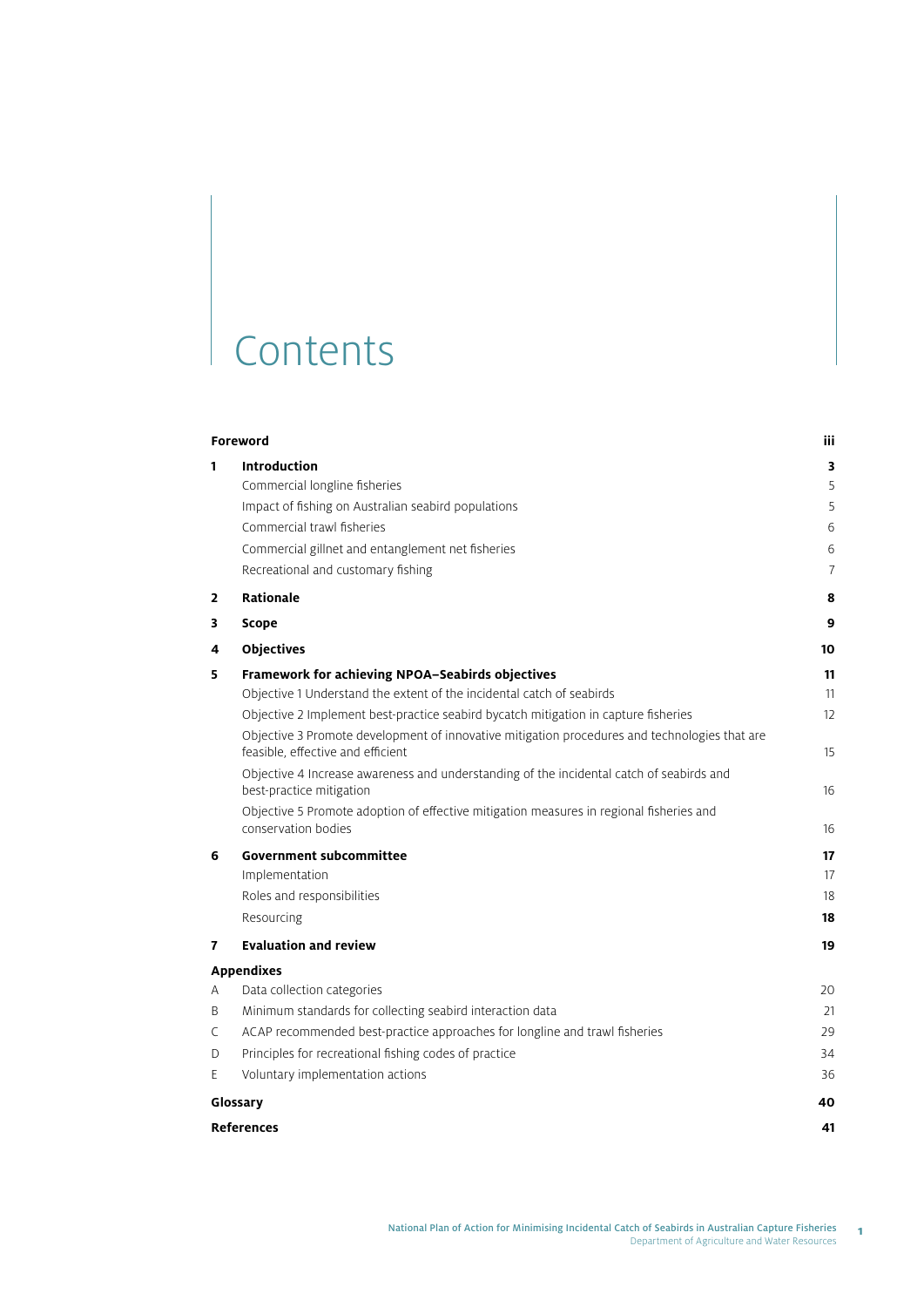# Contents

| | | |
|---|---|---|
| **Foreword** | | **iii** |
| **1** | **Introduction** | **3** |
| | Commercial longline fisheries | 5 |
| | Impact of fishing on Australian seabird populations | 5 |
| | Commercial trawl fisheries | 6 |
| | Commercial gillnet and entanglement net fisheries | 6 |
| | Recreational and customary fishing | 7 |
| **2** | **Rationale** | **8** |
| **3** | **Scope** | **9** |
| **4** | **Objectives** | **10** |
| **5** | **Framework for achieving NPOA–Seabirds objectives** | **11** |
| | Objective 1 Understand the extent of the incidental catch of seabirds | 11 |
| | Objective 2 Implement best-practice seabird bycatch mitigation in capture fisheries | 12 |
| | Objective 3 Promote development of innovative mitigation procedures and technologies that are feasible, effective and efficient | 15 |
| | Objective 4 Increase awareness and understanding of the incidental catch of seabirds and best-practice mitigation | 16 |
| | Objective 5 Promote adoption of effective mitigation measures in regional fisheries and conservation bodies | 16 |
| **6** | **Government subcommittee** | **17** |
| | Implementation | 17 |
| | Roles and responsibilities | 18 |
| | Resourcing | **18** |
| **7** | **Evaluation and review** | **19** |
| **Appendixes** | | |
| A | Data collection categories | 20 |
| B | Minimum standards for collecting seabird interaction data | 21 |
| C | ACAP recommended best-practice approaches for longline and trawl fisheries | 29 |
| D | Principles for recreational fishing codes of practice | 34 |
| E | Voluntary implementation actions | 36 |
| **Glossary** | | **40** |
| **References** | | **41** |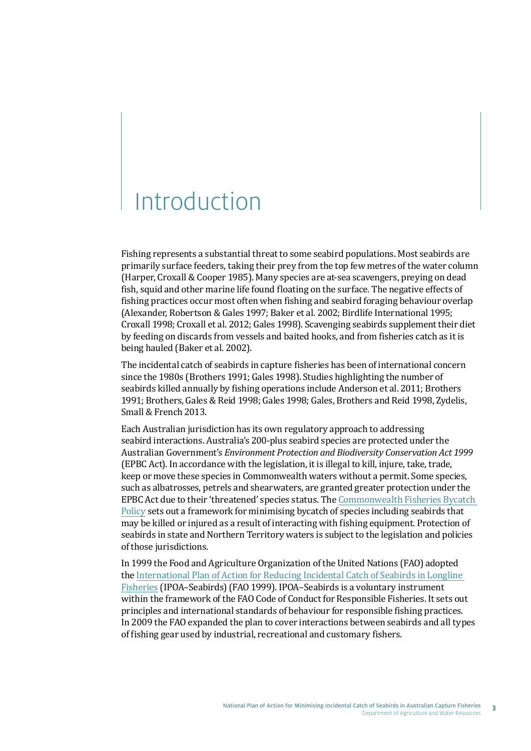# Introduction

Fishing represents a substantial threat to some seabird populations. Most seabirds are primarily surface feeders, taking their prey from the top few metres of the water column (Harper, Croxall & Cooper 1985). Many species are at-sea scavengers, preying on dead fish, squid and other marine life found floating on the surface. The negative effects of fishing practices occur most often when fishing and seabird foraging behaviour overlap (Alexander, Robertson & Gales 1997; Baker et al. 2002; Birdlife International 1995; Croxall 1998; Croxall et al. 2012; Gales 1998). Scavenging seabirds supplement their diet by feeding on discards from vessels and baited hooks, and from fisheries catch as it is being hauled (Baker et al. 2002).

The incidental catch of seabirds in capture fisheries has been of international concern since the 1980s (Brothers 1991; Gales 1998). Studies highlighting the number of seabirds killed annually by fishing operations include Anderson et al. 2011; Brothers 1991; Brothers, Gales & Reid 1998; Gales 1998; Gales, Brothers and Reid 1998, Zydelis, Small & French 2013.

Each Australian jurisdiction has its own regulatory approach to addressing seabird interactions. Australia's 200-plus seabird species are protected under the Australian Government's *Environment Protection and Biodiversity Conservation Act 1999* (EPBC Act). In accordance with the legislation, it is illegal to kill, injure, take, trade, keep or move these species in Commonwealth waters without a permit. Some species, such as albatrosses, petrels and shearwaters, are granted greater protection under the EPBC Act due to their 'threatened' species status. The Commonwealth Fisheries Bycatch Policy sets out a framework for minimising bycatch of species including seabirds that may be killed or injured as a result of interacting with fishing equipment. Protection of seabirds in state and Northern Territory waters is subject to the legislation and policies of those jurisdictions.

In 1999 the Food and Agriculture Organization of the United Nations (FAO) adopted the International Plan of Action for Reducing Incidental Catch of Seabirds in Longline Fisheries (IPOA–Seabirds) (FAO 1999). IPOA–Seabirds is a voluntary instrument within the framework of the FAO Code of Conduct for Responsible Fisheries. It sets out principles and international standards of behaviour for responsible fishing practices. In 2009 the FAO expanded the plan to cover interactions between seabirds and all types of fishing gear used by industrial, recreational and customary fishers.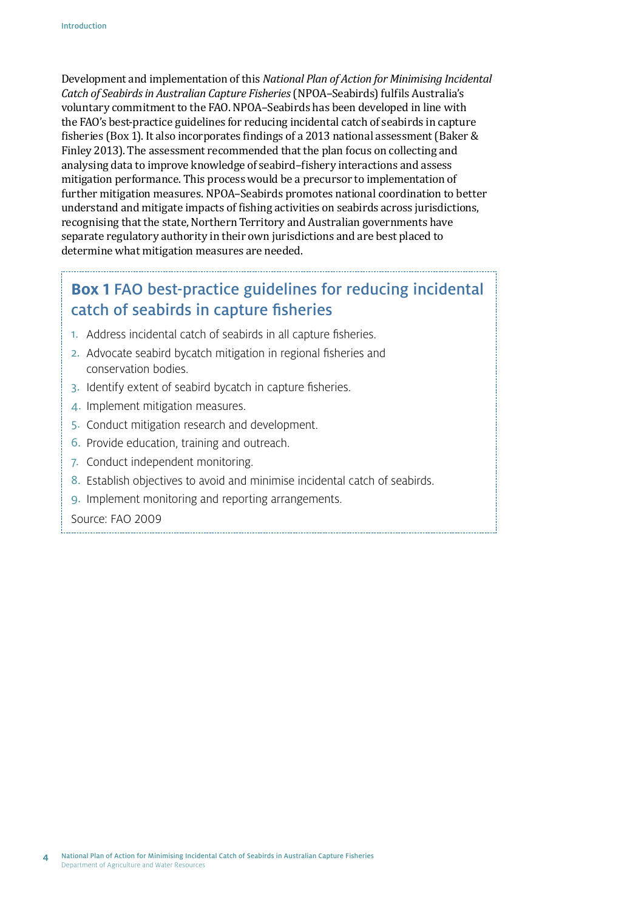Development and implementation of this *National Plan of Action for Minimising Incidental Catch of Seabirds in Australian Capture Fisheries* (NPOA–Seabirds) fulfils Australia's voluntary commitment to the FAO. NPOA–Seabirds has been developed in line with the FAO's best-practice guidelines for reducing incidental catch of seabirds in capture fisheries (Box 1). It also incorporates findings of a 2013 national assessment (Baker & Finley 2013). The assessment recommended that the plan focus on collecting and analysing data to improve knowledge of seabird–fishery interactions and assess mitigation performance. This process would be a precursor to implementation of further mitigation measures. NPOA–Seabirds promotes national coordination to better understand and mitigate impacts of fishing activities on seabirds across jurisdictions, recognising that the state, Northern Territory and Australian governments have separate regulatory authority in their own jurisdictions and are best placed to determine what mitigation measures are needed.

## **Box 1** FAO best-practice guidelines for reducing incidental catch of seabirds in capture fisheries

1. Address incidental catch of seabirds in all capture fisheries.
2. Advocate seabird bycatch mitigation in regional fisheries and conservation bodies.
3. Identify extent of seabird bycatch in capture fisheries.
4. Implement mitigation measures.
5. Conduct mitigation research and development.
6. Provide education, training and outreach.
7. Conduct independent monitoring.
8. Establish objectives to avoid and minimise incidental catch of seabirds.
9. Implement monitoring and reporting arrangements.

Source: FAO 2009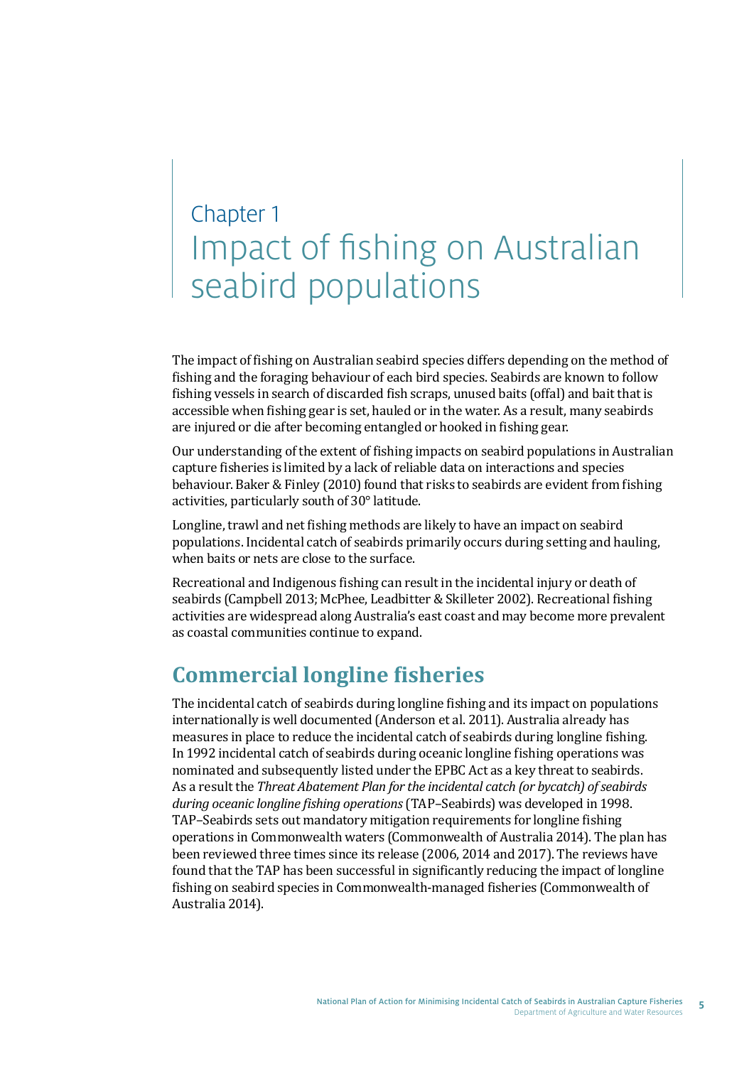# Chapter 1
# Impact of fishing on Australian seabird populations

The impact of fishing on Australian seabird species differs depending on the method of fishing and the foraging behaviour of each bird species. Seabirds are known to follow fishing vessels in search of discarded fish scraps, unused baits (offal) and bait that is accessible when fishing gear is set, hauled or in the water. As a result, many seabirds are injured or die after becoming entangled or hooked in fishing gear.

Our understanding of the extent of fishing impacts on seabird populations in Australian capture fisheries is limited by a lack of reliable data on interactions and species behaviour. Baker & Finley (2010) found that risks to seabirds are evident from fishing activities, particularly south of 30° latitude.

Longline, trawl and net fishing methods are likely to have an impact on seabird populations. Incidental catch of seabirds primarily occurs during setting and hauling, when baits or nets are close to the surface.

Recreational and Indigenous fishing can result in the incidental injury or death of seabirds (Campbell 2013; McPhee, Leadbitter & Skilleter 2002). Recreational fishing activities are widespread along Australia's east coast and may become more prevalent as coastal communities continue to expand.

## Commercial longline fisheries

The incidental catch of seabirds during longline fishing and its impact on populations internationally is well documented (Anderson et al. 2011). Australia already has measures in place to reduce the incidental catch of seabirds during longline fishing. In 1992 incidental catch of seabirds during oceanic longline fishing operations was nominated and subsequently listed under the EPBC Act as a key threat to seabirds. As a result the *Threat Abatement Plan for the incidental catch (or bycatch) of seabirds during oceanic longline fishing operations* (TAP–Seabirds) was developed in 1998. TAP–Seabirds sets out mandatory mitigation requirements for longline fishing operations in Commonwealth waters (Commonwealth of Australia 2014). The plan has been reviewed three times since its release (2006, 2014 and 2017). The reviews have found that the TAP has been successful in significantly reducing the impact of longline fishing on seabird species in Commonwealth-managed fisheries (Commonwealth of Australia 2014).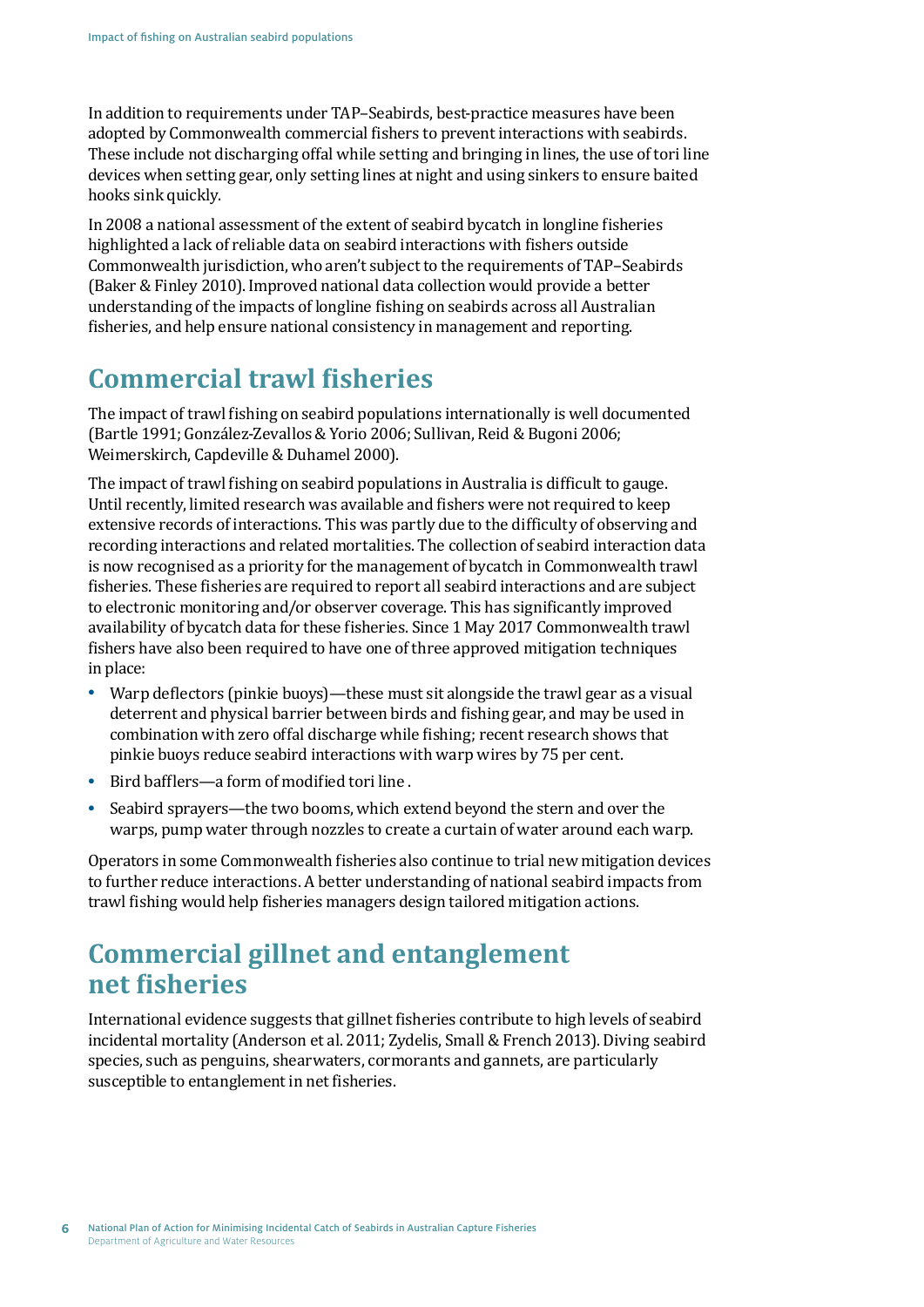In addition to requirements under TAP–Seabirds, best-practice measures have been adopted by Commonwealth commercial fishers to prevent interactions with seabirds. These include not discharging offal while setting and bringing in lines, the use of tori line devices when setting gear, only setting lines at night and using sinkers to ensure baited hooks sink quickly.

In 2008 a national assessment of the extent of seabird bycatch in longline fisheries highlighted a lack of reliable data on seabird interactions with fishers outside Commonwealth jurisdiction, who aren't subject to the requirements of TAP–Seabirds (Baker & Finley 2010). Improved national data collection would provide a better understanding of the impacts of longline fishing on seabirds across all Australian fisheries, and help ensure national consistency in management and reporting.

## Commercial trawl fisheries

The impact of trawl fishing on seabird populations internationally is well documented (Bartle 1991; González-Zevallos & Yorio 2006; Sullivan, Reid & Bugoni 2006; Weimerskirch, Capdeville & Duhamel 2000).

The impact of trawl fishing on seabird populations in Australia is difficult to gauge. Until recently, limited research was available and fishers were not required to keep extensive records of interactions. This was partly due to the difficulty of observing and recording interactions and related mortalities. The collection of seabird interaction data is now recognised as a priority for the management of bycatch in Commonwealth trawl fisheries. These fisheries are required to report all seabird interactions and are subject to electronic monitoring and/or observer coverage. This has significantly improved availability of bycatch data for these fisheries. Since 1 May 2017 Commonwealth trawl fishers have also been required to have one of three approved mitigation techniques in place:

- Warp deflectors (pinkie buoys)—these must sit alongside the trawl gear as a visual deterrent and physical barrier between birds and fishing gear, and may be used in combination with zero offal discharge while fishing; recent research shows that pinkie buoys reduce seabird interactions with warp wires by 75 per cent.
- Bird bafflers—a form of modified tori line .
- Seabird sprayers—the two booms, which extend beyond the stern and over the warps, pump water through nozzles to create a curtain of water around each warp.

Operators in some Commonwealth fisheries also continue to trial new mitigation devices to further reduce interactions. A better understanding of national seabird impacts from trawl fishing would help fisheries managers design tailored mitigation actions.

## Commercial gillnet and entanglement net fisheries

International evidence suggests that gillnet fisheries contribute to high levels of seabird incidental mortality (Anderson et al. 2011; Zydelis, Small & French 2013). Diving seabird species, such as penguins, shearwaters, cormorants and gannets, are particularly susceptible to entanglement in net fisheries.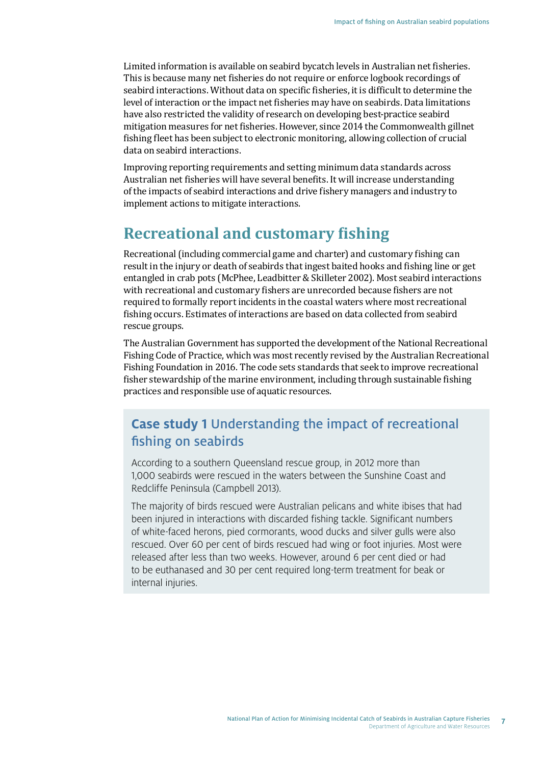Limited information is available on seabird bycatch levels in Australian net fisheries. This is because many net fisheries do not require or enforce logbook recordings of seabird interactions. Without data on specific fisheries, it is difficult to determine the level of interaction or the impact net fisheries may have on seabirds. Data limitations have also restricted the validity of research on developing best-practice seabird mitigation measures for net fisheries. However, since 2014 the Commonwealth gillnet fishing fleet has been subject to electronic monitoring, allowing collection of crucial data on seabird interactions.

Improving reporting requirements and setting minimum data standards across Australian net fisheries will have several benefits. It will increase understanding of the impacts of seabird interactions and drive fishery managers and industry to implement actions to mitigate interactions.

## Recreational and customary fishing

Recreational (including commercial game and charter) and customary fishing can result in the injury or death of seabirds that ingest baited hooks and fishing line or get entangled in crab pots (McPhee, Leadbitter & Skilleter 2002). Most seabird interactions with recreational and customary fishers are unrecorded because fishers are not required to formally report incidents in the coastal waters where most recreational fishing occurs. Estimates of interactions are based on data collected from seabird rescue groups.

The Australian Government has supported the development of the National Recreational Fishing Code of Practice, which was most recently revised by the Australian Recreational Fishing Foundation in 2016. The code sets standards that seek to improve recreational fisher stewardship of the marine environment, including through sustainable fishing practices and responsible use of aquatic resources.

### **Case study 1** Understanding the impact of recreational fishing on seabirds

According to a southern Queensland rescue group, in 2012 more than 1,000 seabirds were rescued in the waters between the Sunshine Coast and Redcliffe Peninsula (Campbell 2013).

The majority of birds rescued were Australian pelicans and white ibises that had been injured in interactions with discarded fishing tackle. Significant numbers of white-faced herons, pied cormorants, wood ducks and silver gulls were also rescued. Over 60 per cent of birds rescued had wing or foot injuries. Most were released after less than two weeks. However, around 6 per cent died or had to be euthanased and 30 per cent required long-term treatment for beak or internal injuries.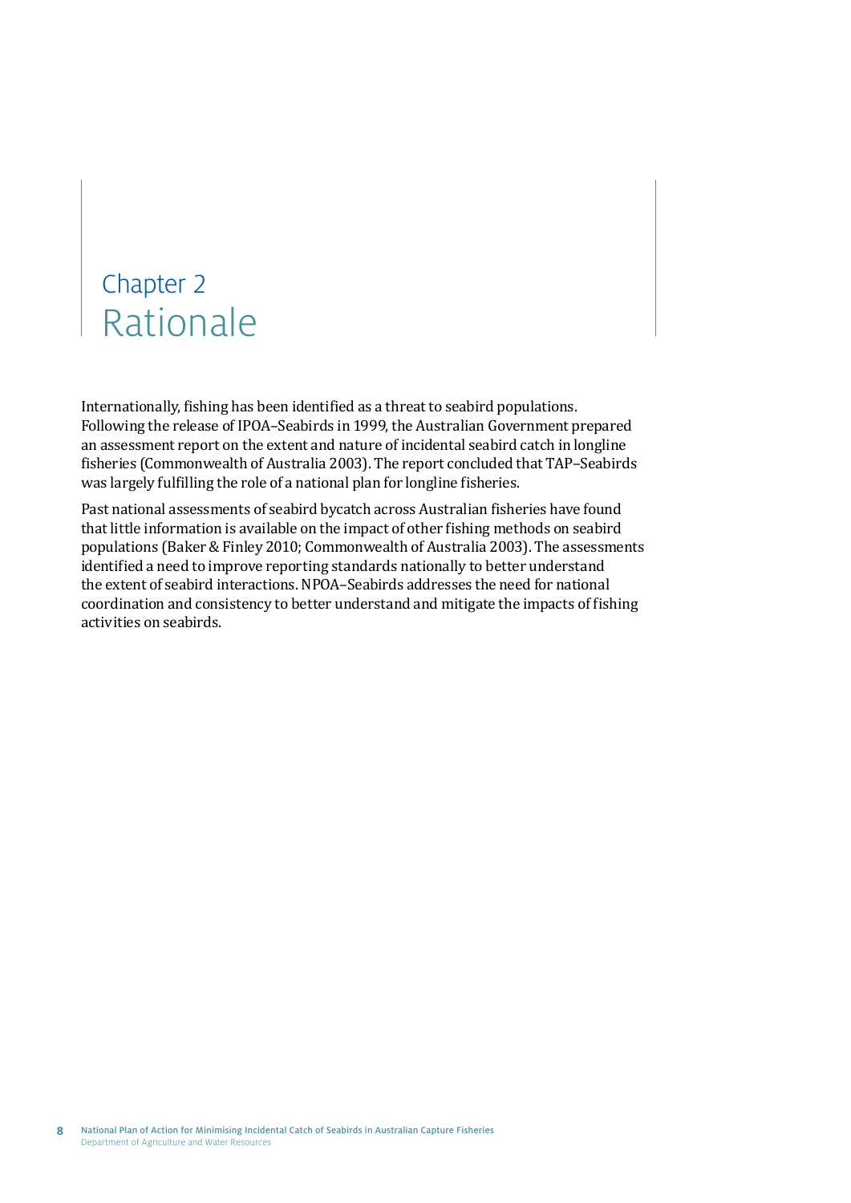# Chapter 2
# Rationale

Internationally, fishing has been identified as a threat to seabird populations. Following the release of IPOA–Seabirds in 1999, the Australian Government prepared an assessment report on the extent and nature of incidental seabird catch in longline fisheries (Commonwealth of Australia 2003). The report concluded that TAP–Seabirds was largely fulfilling the role of a national plan for longline fisheries.

Past national assessments of seabird bycatch across Australian fisheries have found that little information is available on the impact of other fishing methods on seabird populations (Baker & Finley 2010; Commonwealth of Australia 2003). The assessments identified a need to improve reporting standards nationally to better understand the extent of seabird interactions. NPOA–Seabirds addresses the need for national coordination and consistency to better understand and mitigate the impacts of fishing activities on seabirds.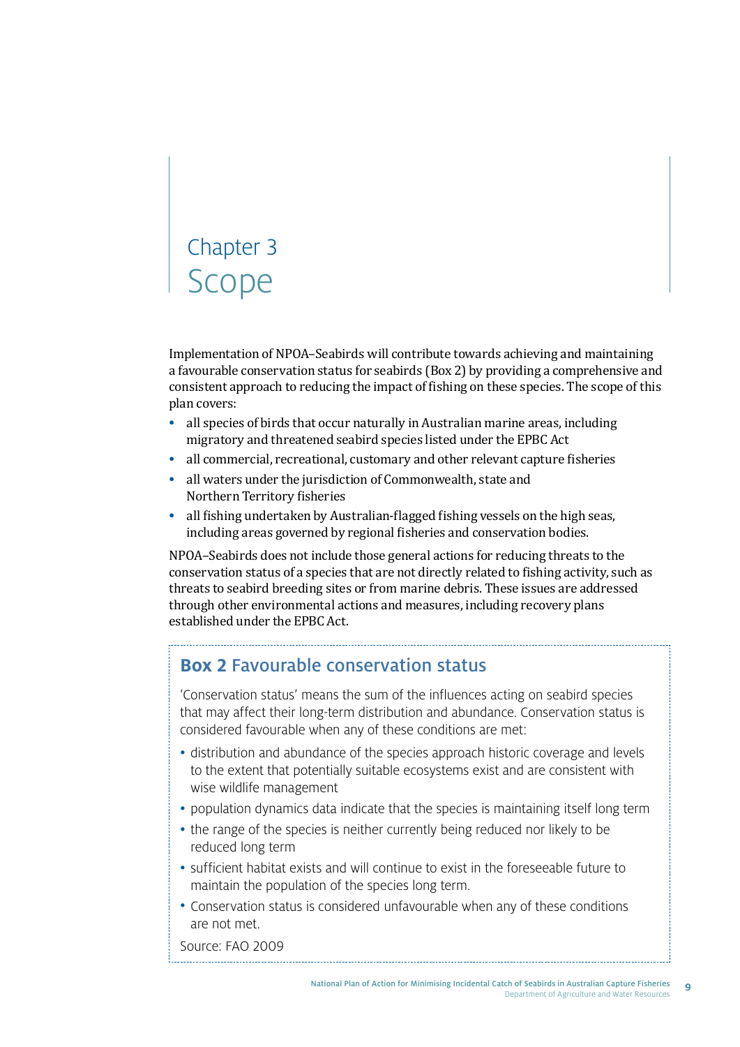# Chapter 3
# Scope

Implementation of NPOA–Seabirds will contribute towards achieving and maintaining a favourable conservation status for seabirds (Box 2) by providing a comprehensive and consistent approach to reducing the impact of fishing on these species. The scope of this plan covers:

- all species of birds that occur naturally in Australian marine areas, including migratory and threatened seabird species listed under the EPBC Act
- all commercial, recreational, customary and other relevant capture fisheries
- all waters under the jurisdiction of Commonwealth, state and Northern Territory fisheries
- all fishing undertaken by Australian-flagged fishing vessels on the high seas, including areas governed by regional fisheries and conservation bodies.

NPOA–Seabirds does not include those general actions for reducing threats to the conservation status of a species that are not directly related to fishing activity, such as threats to seabird breeding sites or from marine debris. These issues are addressed through other environmental actions and measures, including recovery plans established under the EPBC Act.

## Box 2 Favourable conservation status

'Conservation status' means the sum of the influences acting on seabird species that may affect their long-term distribution and abundance. Conservation status is considered favourable when any of these conditions are met:

- distribution and abundance of the species approach historic coverage and levels to the extent that potentially suitable ecosystems exist and are consistent with wise wildlife management
- population dynamics data indicate that the species is maintaining itself long term
- the range of the species is neither currently being reduced nor likely to be reduced long term
- sufficient habitat exists and will continue to exist in the foreseeable future to maintain the population of the species long term.
- Conservation status is considered unfavourable when any of these conditions are not met.

Source: FAO 2009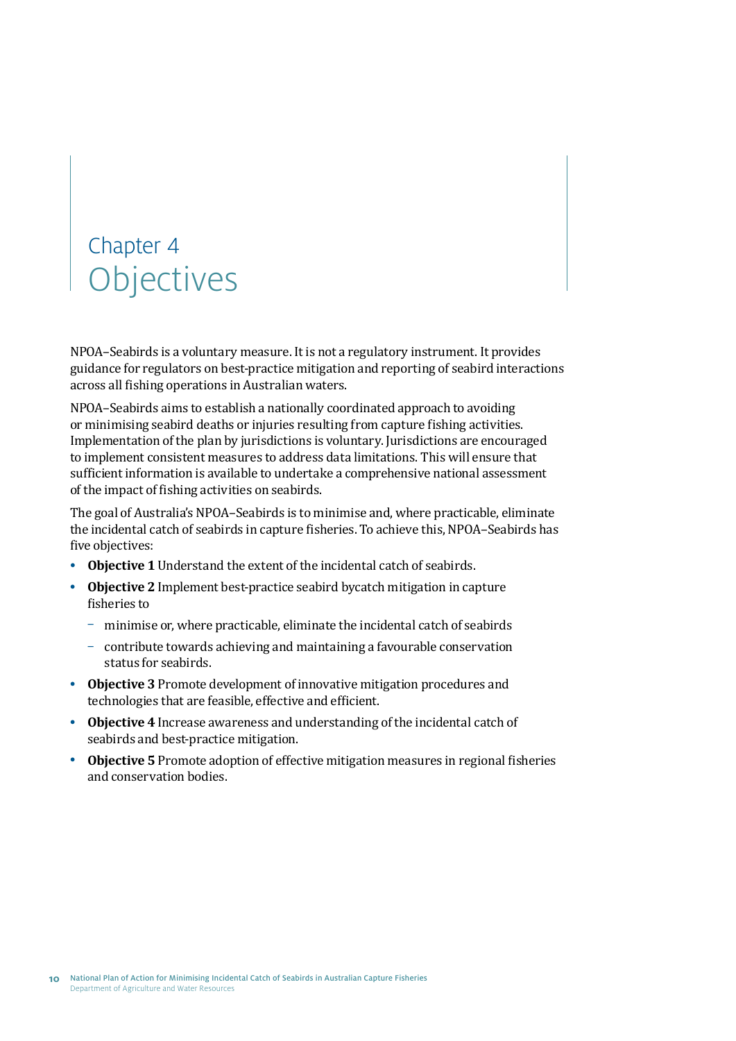# Chapter 4 Objectives

NPOA–Seabirds is a voluntary measure. It is not a regulatory instrument. It provides guidance for regulators on best-practice mitigation and reporting of seabird interactions across all fishing operations in Australian waters.

NPOA–Seabirds aims to establish a nationally coordinated approach to avoiding or minimising seabird deaths or injuries resulting from capture fishing activities. Implementation of the plan by jurisdictions is voluntary. Jurisdictions are encouraged to implement consistent measures to address data limitations. This will ensure that sufficient information is available to undertake a comprehensive national assessment of the impact of fishing activities on seabirds.

The goal of Australia's NPOA–Seabirds is to minimise and, where practicable, eliminate the incidental catch of seabirds in capture fisheries. To achieve this, NPOA–Seabirds has five objectives:

- **Objective 1** Understand the extent of the incidental catch of seabirds.
- **Objective 2** Implement best-practice seabird bycatch mitigation in capture fisheries to
  - minimise or, where practicable, eliminate the incidental catch of seabirds
  - contribute towards achieving and maintaining a favourable conservation status for seabirds.
- **Objective 3** Promote development of innovative mitigation procedures and technologies that are feasible, effective and efficient.
- **Objective 4** Increase awareness and understanding of the incidental catch of seabirds and best-practice mitigation.
- **Objective 5** Promote adoption of effective mitigation measures in regional fisheries and conservation bodies.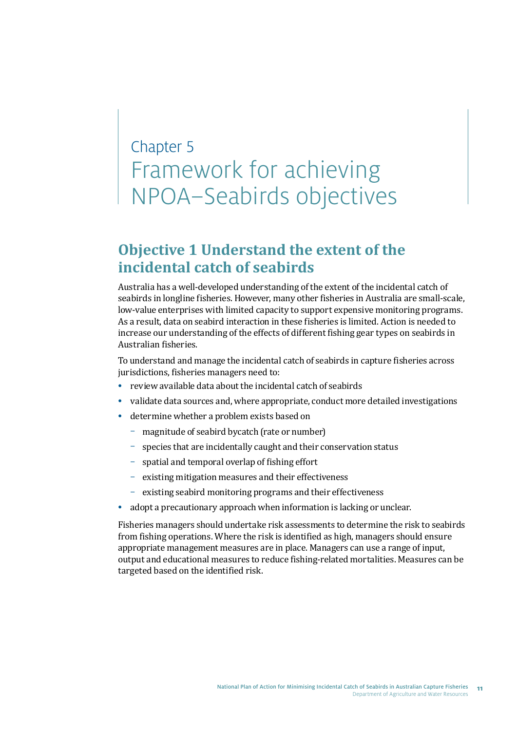# Chapter 5
# Framework for achieving NPOA–Seabirds objectives

## Objective 1 Understand the extent of the incidental catch of seabirds

Australia has a well-developed understanding of the extent of the incidental catch of seabirds in longline fisheries. However, many other fisheries in Australia are small-scale, low-value enterprises with limited capacity to support expensive monitoring programs. As a result, data on seabird interaction in these fisheries is limited. Action is needed to increase our understanding of the effects of different fishing gear types on seabirds in Australian fisheries.

To understand and manage the incidental catch of seabirds in capture fisheries across jurisdictions, fisheries managers need to:

- review available data about the incidental catch of seabirds
- validate data sources and, where appropriate, conduct more detailed investigations
- determine whether a problem exists based on
  - magnitude of seabird bycatch (rate or number)
  - species that are incidentally caught and their conservation status
  - spatial and temporal overlap of fishing effort
  - existing mitigation measures and their effectiveness
  - existing seabird monitoring programs and their effectiveness
- adopt a precautionary approach when information is lacking or unclear.

Fisheries managers should undertake risk assessments to determine the risk to seabirds from fishing operations. Where the risk is identified as high, managers should ensure appropriate management measures are in place. Managers can use a range of input, output and educational measures to reduce fishing-related mortalities. Measures can be targeted based on the identified risk.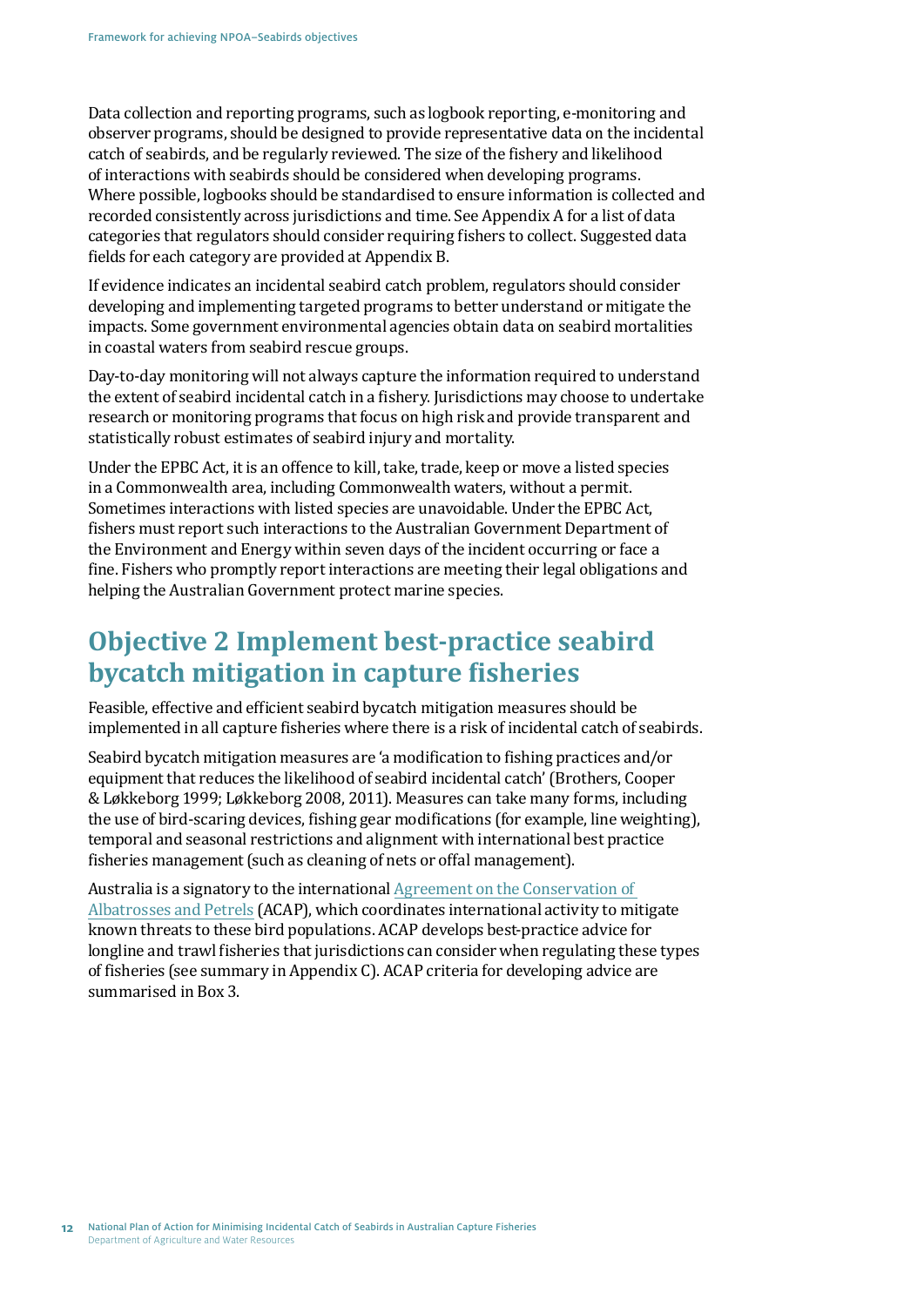Data collection and reporting programs, such as logbook reporting, e-monitoring and observer programs, should be designed to provide representative data on the incidental catch of seabirds, and be regularly reviewed. The size of the fishery and likelihood of interactions with seabirds should be considered when developing programs. Where possible, logbooks should be standardised to ensure information is collected and recorded consistently across jurisdictions and time. See Appendix A for a list of data categories that regulators should consider requiring fishers to collect. Suggested data fields for each category are provided at Appendix B.

If evidence indicates an incidental seabird catch problem, regulators should consider developing and implementing targeted programs to better understand or mitigate the impacts. Some government environmental agencies obtain data on seabird mortalities in coastal waters from seabird rescue groups.

Day-to-day monitoring will not always capture the information required to understand the extent of seabird incidental catch in a fishery. Jurisdictions may choose to undertake research or monitoring programs that focus on high risk and provide transparent and statistically robust estimates of seabird injury and mortality.

Under the EPBC Act, it is an offence to kill, take, trade, keep or move a listed species in a Commonwealth area, including Commonwealth waters, without a permit. Sometimes interactions with listed species are unavoidable. Under the EPBC Act, fishers must report such interactions to the Australian Government Department of the Environment and Energy within seven days of the incident occurring or face a fine. Fishers who promptly report interactions are meeting their legal obligations and helping the Australian Government protect marine species.

## Objective 2 Implement best-practice seabird bycatch mitigation in capture fisheries

Feasible, effective and efficient seabird bycatch mitigation measures should be implemented in all capture fisheries where there is a risk of incidental catch of seabirds.

Seabird bycatch mitigation measures are 'a modification to fishing practices and/or equipment that reduces the likelihood of seabird incidental catch' (Brothers, Cooper & Løkkeborg 1999; Løkkeborg 2008, 2011). Measures can take many forms, including the use of bird-scaring devices, fishing gear modifications (for example, line weighting), temporal and seasonal restrictions and alignment with international best practice fisheries management (such as cleaning of nets or offal management).

Australia is a signatory to the international Agreement on the Conservation of Albatrosses and Petrels (ACAP), which coordinates international activity to mitigate known threats to these bird populations. ACAP develops best-practice advice for longline and trawl fisheries that jurisdictions can consider when regulating these types of fisheries (see summary in Appendix C). ACAP criteria for developing advice are summarised in Box 3.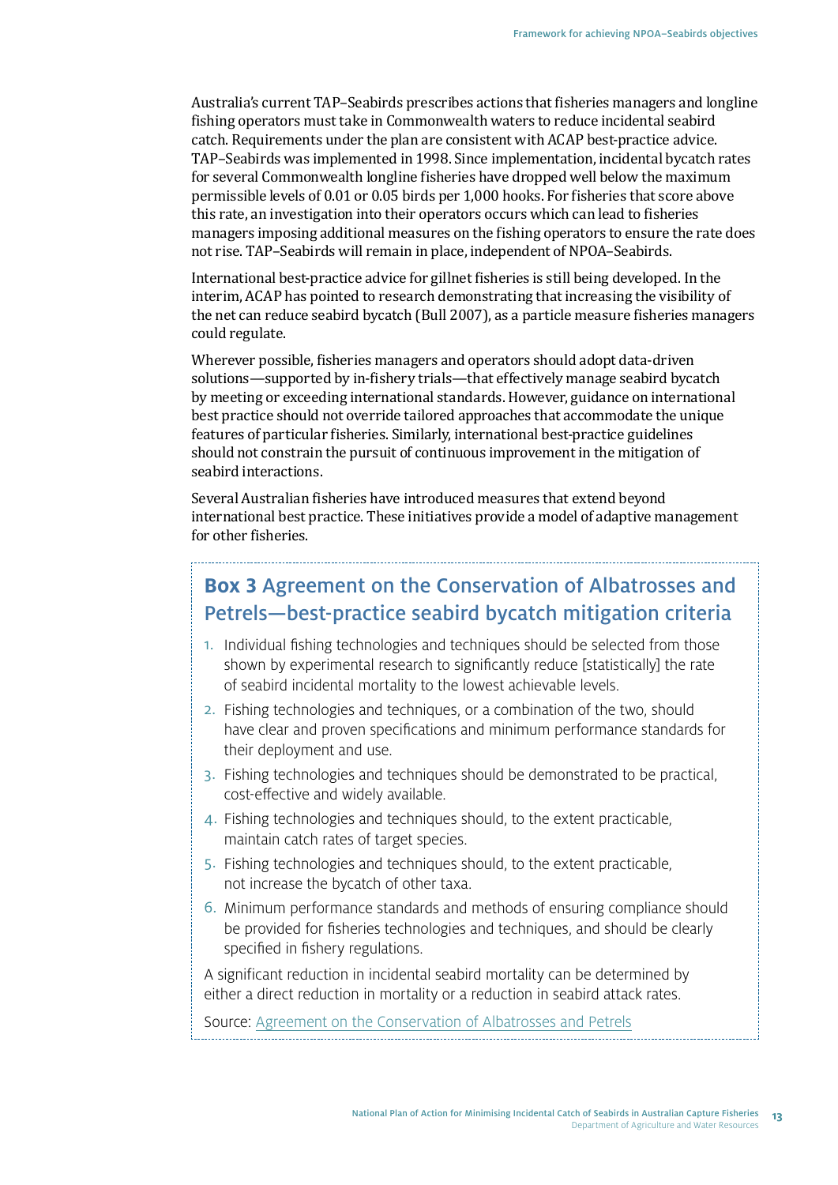Australia's current TAP–Seabirds prescribes actions that fisheries managers and longline fishing operators must take in Commonwealth waters to reduce incidental seabird catch. Requirements under the plan are consistent with ACAP best-practice advice. TAP–Seabirds was implemented in 1998. Since implementation, incidental bycatch rates for several Commonwealth longline fisheries have dropped well below the maximum permissible levels of 0.01 or 0.05 birds per 1,000 hooks. For fisheries that score above this rate, an investigation into their operators occurs which can lead to fisheries managers imposing additional measures on the fishing operators to ensure the rate does not rise. TAP–Seabirds will remain in place, independent of NPOA–Seabirds.

International best-practice advice for gillnet fisheries is still being developed. In the interim, ACAP has pointed to research demonstrating that increasing the visibility of the net can reduce seabird bycatch (Bull 2007), as a particle measure fisheries managers could regulate.

Wherever possible, fisheries managers and operators should adopt data-driven solutions—supported by in-fishery trials—that effectively manage seabird bycatch by meeting or exceeding international standards. However, guidance on international best practice should not override tailored approaches that accommodate the unique features of particular fisheries. Similarly, international best-practice guidelines should not constrain the pursuit of continuous improvement in the mitigation of seabird interactions.

Several Australian fisheries have introduced measures that extend beyond international best practice. These initiatives provide a model of adaptive management for other fisheries.

### **Box 3** Agreement on the Conservation of Albatrosses and Petrels—best-practice seabird bycatch mitigation criteria

1. Individual fishing technologies and techniques should be selected from those shown by experimental research to significantly reduce [statistically] the rate of seabird incidental mortality to the lowest achievable levels.
2. Fishing technologies and techniques, or a combination of the two, should have clear and proven specifications and minimum performance standards for their deployment and use.
3. Fishing technologies and techniques should be demonstrated to be practical, cost-effective and widely available.
4. Fishing technologies and techniques should, to the extent practicable, maintain catch rates of target species.
5. Fishing technologies and techniques should, to the extent practicable, not increase the bycatch of other taxa.
6. Minimum performance standards and methods of ensuring compliance should be provided for fisheries technologies and techniques, and should be clearly specified in fishery regulations.

A significant reduction in incidental seabird mortality can be determined by either a direct reduction in mortality or a reduction in seabird attack rates.

Source: Agreement on the Conservation of Albatrosses and Petrels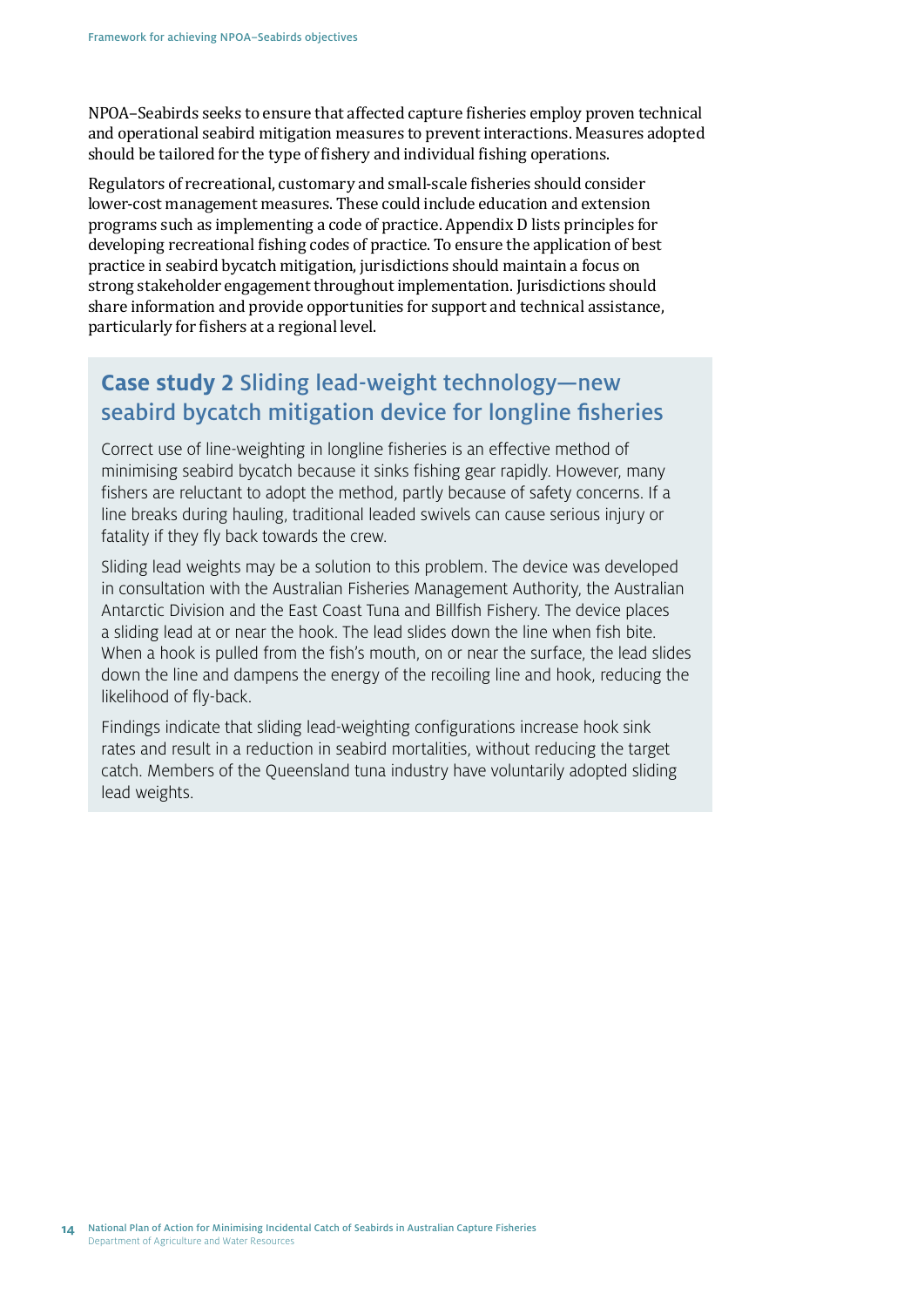NPOA–Seabirds seeks to ensure that affected capture fisheries employ proven technical and operational seabird mitigation measures to prevent interactions. Measures adopted should be tailored for the type of fishery and individual fishing operations.

Regulators of recreational, customary and small-scale fisheries should consider lower-cost management measures. These could include education and extension programs such as implementing a code of practice. Appendix D lists principles for developing recreational fishing codes of practice. To ensure the application of best practice in seabird bycatch mitigation, jurisdictions should maintain a focus on strong stakeholder engagement throughout implementation. Jurisdictions should share information and provide opportunities for support and technical assistance, particularly for fishers at a regional level.

## **Case study 2** Sliding lead-weight technology—new seabird bycatch mitigation device for longline fisheries

Correct use of line-weighting in longline fisheries is an effective method of minimising seabird bycatch because it sinks fishing gear rapidly. However, many fishers are reluctant to adopt the method, partly because of safety concerns. If a line breaks during hauling, traditional leaded swivels can cause serious injury or fatality if they fly back towards the crew.

Sliding lead weights may be a solution to this problem. The device was developed in consultation with the Australian Fisheries Management Authority, the Australian Antarctic Division and the East Coast Tuna and Billfish Fishery. The device places a sliding lead at or near the hook. The lead slides down the line when fish bite. When a hook is pulled from the fish's mouth, on or near the surface, the lead slides down the line and dampens the energy of the recoiling line and hook, reducing the likelihood of fly-back.

Findings indicate that sliding lead-weighting configurations increase hook sink rates and result in a reduction in seabird mortalities, without reducing the target catch. Members of the Queensland tuna industry have voluntarily adopted sliding lead weights.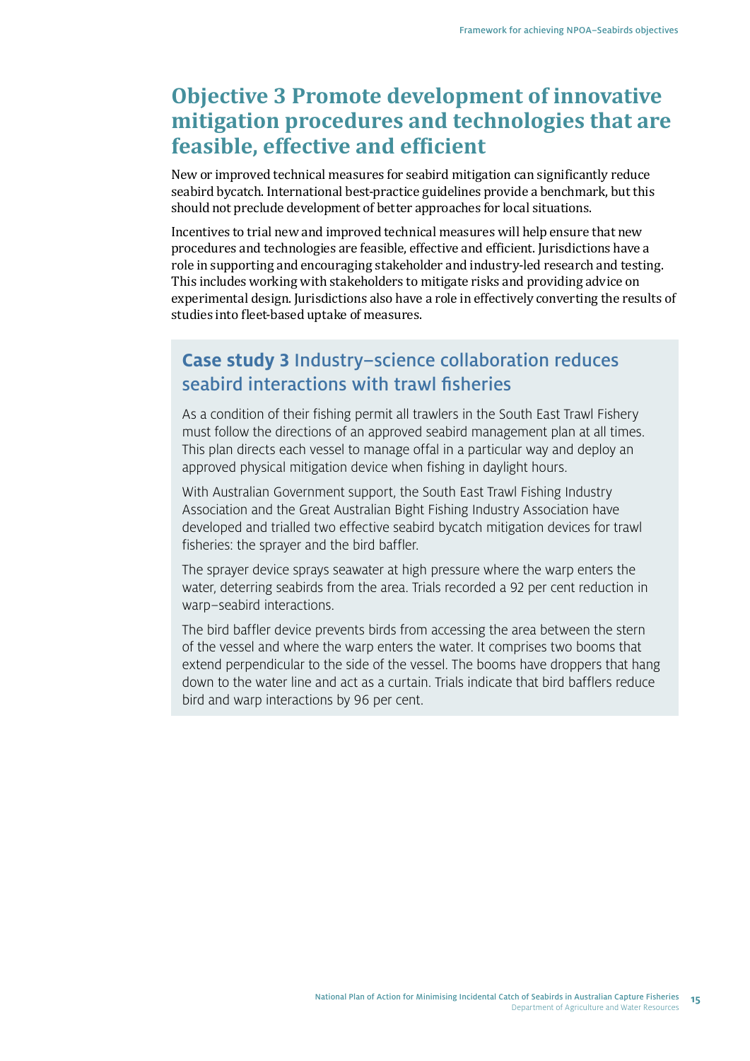# Objective 3 Promote development of innovative mitigation procedures and technologies that are feasible, effective and efficient

New or improved technical measures for seabird mitigation can significantly reduce seabird bycatch. International best-practice guidelines provide a benchmark, but this should not preclude development of better approaches for local situations.

Incentives to trial new and improved technical measures will help ensure that new procedures and technologies are feasible, effective and efficient. Jurisdictions have a role in supporting and encouraging stakeholder and industry-led research and testing. This includes working with stakeholders to mitigate risks and providing advice on experimental design. Jurisdictions also have a role in effectively converting the results of studies into fleet-based uptake of measures.

## **Case study 3** Industry–science collaboration reduces seabird interactions with trawl fisheries

As a condition of their fishing permit all trawlers in the South East Trawl Fishery must follow the directions of an approved seabird management plan at all times. This plan directs each vessel to manage offal in a particular way and deploy an approved physical mitigation device when fishing in daylight hours.

With Australian Government support, the South East Trawl Fishing Industry Association and the Great Australian Bight Fishing Industry Association have developed and trialled two effective seabird bycatch mitigation devices for trawl fisheries: the sprayer and the bird baffler.

The sprayer device sprays seawater at high pressure where the warp enters the water, deterring seabirds from the area. Trials recorded a 92 per cent reduction in warp–seabird interactions.

The bird baffler device prevents birds from accessing the area between the stern of the vessel and where the warp enters the water. It comprises two booms that extend perpendicular to the side of the vessel. The booms have droppers that hang down to the water line and act as a curtain. Trials indicate that bird bafflers reduce bird and warp interactions by 96 per cent.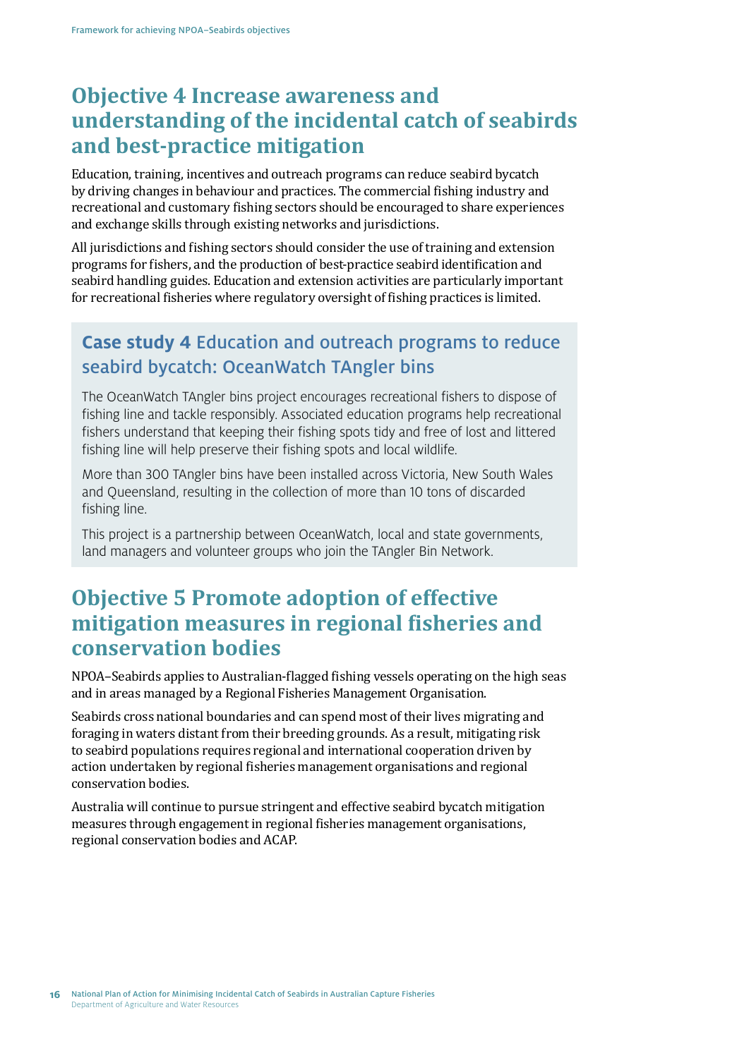# Objective 4 Increase awareness and understanding of the incidental catch of seabirds and best-practice mitigation

Education, training, incentives and outreach programs can reduce seabird bycatch by driving changes in behaviour and practices. The commercial fishing industry and recreational and customary fishing sectors should be encouraged to share experiences and exchange skills through existing networks and jurisdictions.

All jurisdictions and fishing sectors should consider the use of training and extension programs for fishers, and the production of best-practice seabird identification and seabird handling guides. Education and extension activities are particularly important for recreational fisheries where regulatory oversight of fishing practices is limited.

## **Case study 4** Education and outreach programs to reduce seabird bycatch: OceanWatch TAngler bins

The OceanWatch TAngler bins project encourages recreational fishers to dispose of fishing line and tackle responsibly. Associated education programs help recreational fishers understand that keeping their fishing spots tidy and free of lost and littered fishing line will help preserve their fishing spots and local wildlife.

More than 300 TAngler bins have been installed across Victoria, New South Wales and Queensland, resulting in the collection of more than 10 tons of discarded fishing line.

This project is a partnership between OceanWatch, local and state governments, land managers and volunteer groups who join the TAngler Bin Network.

# Objective 5 Promote adoption of effective mitigation measures in regional fisheries and conservation bodies

NPOA–Seabirds applies to Australian-flagged fishing vessels operating on the high seas and in areas managed by a Regional Fisheries Management Organisation.

Seabirds cross national boundaries and can spend most of their lives migrating and foraging in waters distant from their breeding grounds. As a result, mitigating risk to seabird populations requires regional and international cooperation driven by action undertaken by regional fisheries management organisations and regional conservation bodies.

Australia will continue to pursue stringent and effective seabird bycatch mitigation measures through engagement in regional fisheries management organisations, regional conservation bodies and ACAP.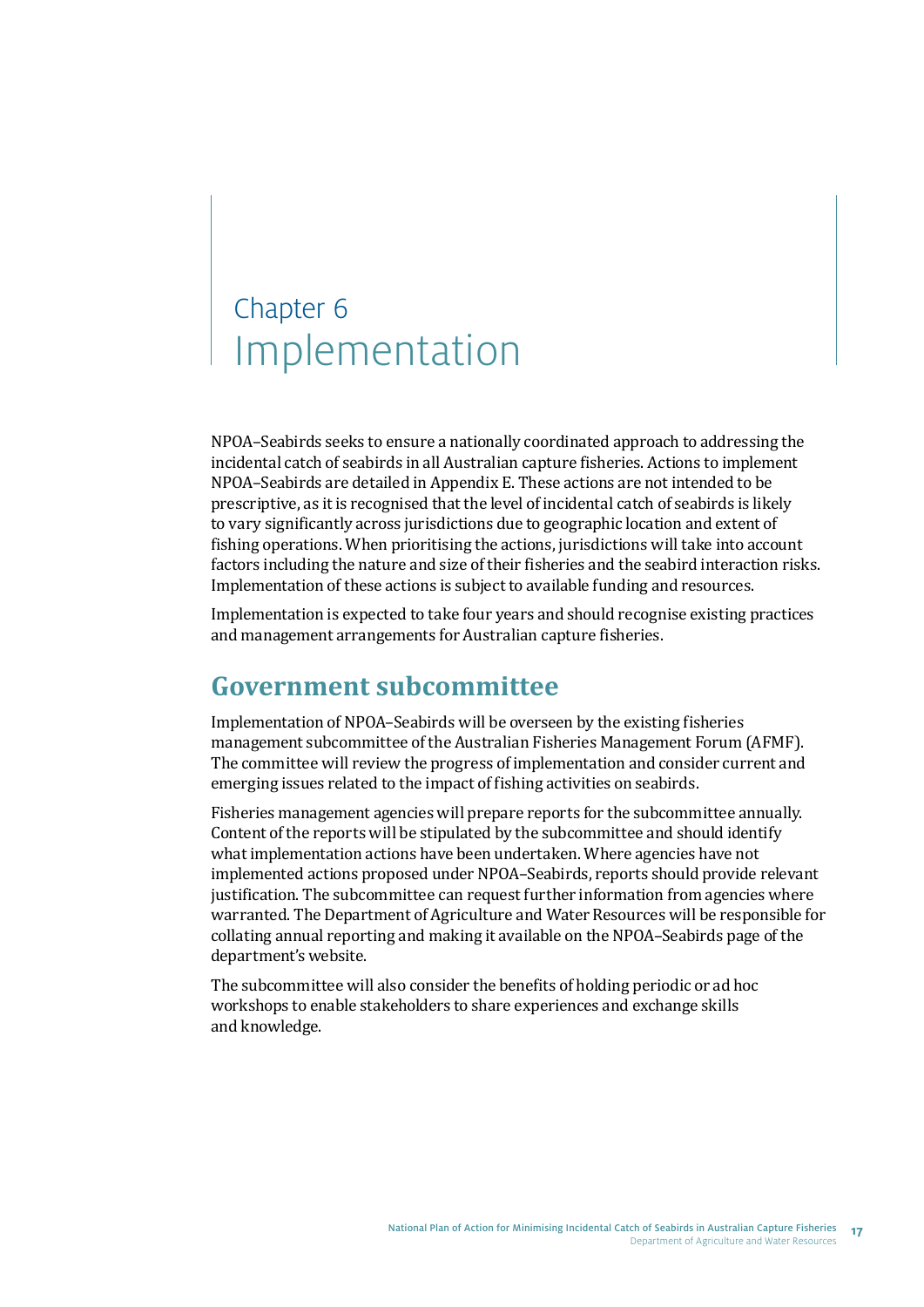# Chapter 6 Implementation

NPOA–Seabirds seeks to ensure a nationally coordinated approach to addressing the incidental catch of seabirds in all Australian capture fisheries. Actions to implement NPOA–Seabirds are detailed in Appendix E. These actions are not intended to be prescriptive, as it is recognised that the level of incidental catch of seabirds is likely to vary significantly across jurisdictions due to geographic location and extent of fishing operations. When prioritising the actions, jurisdictions will take into account factors including the nature and size of their fisheries and the seabird interaction risks. Implementation of these actions is subject to available funding and resources.

Implementation is expected to take four years and should recognise existing practices and management arrangements for Australian capture fisheries.

## Government subcommittee

Implementation of NPOA–Seabirds will be overseen by the existing fisheries management subcommittee of the Australian Fisheries Management Forum (AFMF). The committee will review the progress of implementation and consider current and emerging issues related to the impact of fishing activities on seabirds.

Fisheries management agencies will prepare reports for the subcommittee annually. Content of the reports will be stipulated by the subcommittee and should identify what implementation actions have been undertaken. Where agencies have not implemented actions proposed under NPOA–Seabirds, reports should provide relevant justification. The subcommittee can request further information from agencies where warranted. The Department of Agriculture and Water Resources will be responsible for collating annual reporting and making it available on the NPOA–Seabirds page of the department's website.

The subcommittee will also consider the benefits of holding periodic or ad hoc workshops to enable stakeholders to share experiences and exchange skills and knowledge.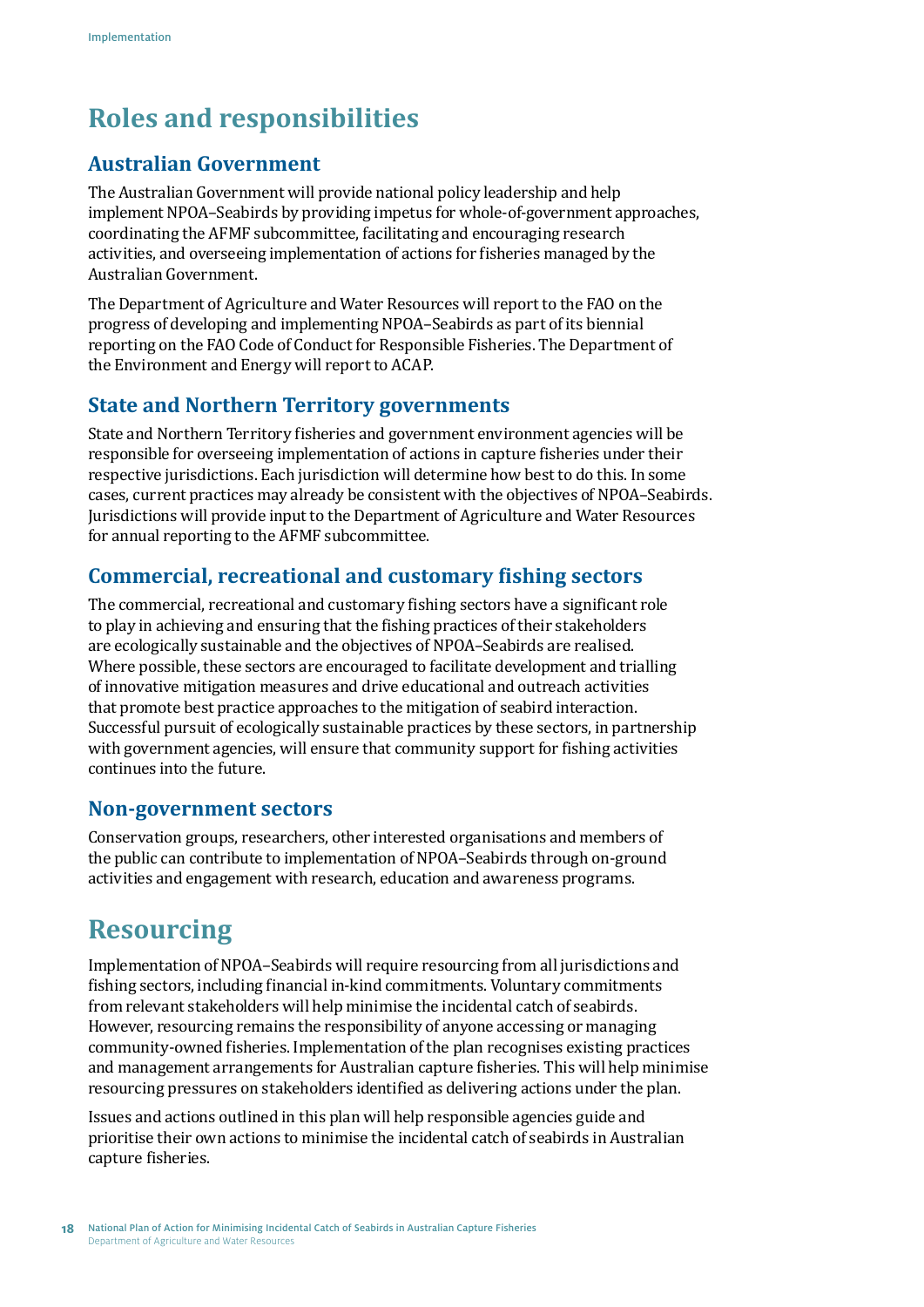# Roles and responsibilities

## Australian Government

The Australian Government will provide national policy leadership and help implement NPOA–Seabirds by providing impetus for whole-of-government approaches, coordinating the AFMF subcommittee, facilitating and encouraging research activities, and overseeing implementation of actions for fisheries managed by the Australian Government.

The Department of Agriculture and Water Resources will report to the FAO on the progress of developing and implementing NPOA–Seabirds as part of its biennial reporting on the FAO Code of Conduct for Responsible Fisheries. The Department of the Environment and Energy will report to ACAP.

## State and Northern Territory governments

State and Northern Territory fisheries and government environment agencies will be responsible for overseeing implementation of actions in capture fisheries under their respective jurisdictions. Each jurisdiction will determine how best to do this. In some cases, current practices may already be consistent with the objectives of NPOA–Seabirds. Jurisdictions will provide input to the Department of Agriculture and Water Resources for annual reporting to the AFMF subcommittee.

## Commercial, recreational and customary fishing sectors

The commercial, recreational and customary fishing sectors have a significant role to play in achieving and ensuring that the fishing practices of their stakeholders are ecologically sustainable and the objectives of NPOA–Seabirds are realised. Where possible, these sectors are encouraged to facilitate development and trialling of innovative mitigation measures and drive educational and outreach activities that promote best practice approaches to the mitigation of seabird interaction. Successful pursuit of ecologically sustainable practices by these sectors, in partnership with government agencies, will ensure that community support for fishing activities continues into the future.

## Non-government sectors

Conservation groups, researchers, other interested organisations and members of the public can contribute to implementation of NPOA–Seabirds through on-ground activities and engagement with research, education and awareness programs.

# Resourcing

Implementation of NPOA–Seabirds will require resourcing from all jurisdictions and fishing sectors, including financial in-kind commitments. Voluntary commitments from relevant stakeholders will help minimise the incidental catch of seabirds. However, resourcing remains the responsibility of anyone accessing or managing community-owned fisheries. Implementation of the plan recognises existing practices and management arrangements for Australian capture fisheries. This will help minimise resourcing pressures on stakeholders identified as delivering actions under the plan.

Issues and actions outlined in this plan will help responsible agencies guide and prioritise their own actions to minimise the incidental catch of seabirds in Australian capture fisheries.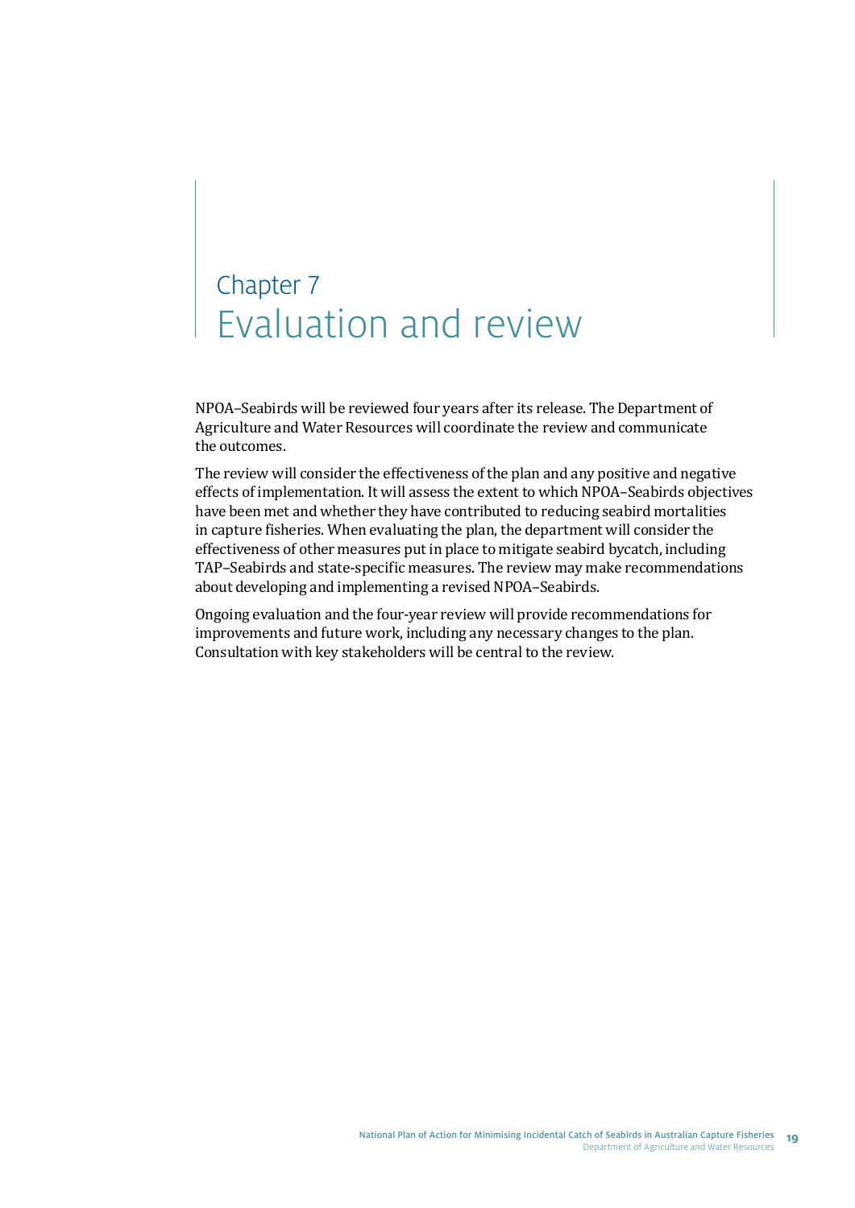# Chapter 7 Evaluation and review

NPOA–Seabirds will be reviewed four years after its release. The Department of Agriculture and Water Resources will coordinate the review and communicate the outcomes.

The review will consider the effectiveness of the plan and any positive and negative effects of implementation. It will assess the extent to which NPOA–Seabirds objectives have been met and whether they have contributed to reducing seabird mortalities in capture fisheries. When evaluating the plan, the department will consider the effectiveness of other measures put in place to mitigate seabird bycatch, including TAP–Seabirds and state-specific measures. The review may make recommendations about developing and implementing a revised NPOA–Seabirds.

Ongoing evaluation and the four-year review will provide recommendations for improvements and future work, including any necessary changes to the plan. Consultation with key stakeholders will be central to the review.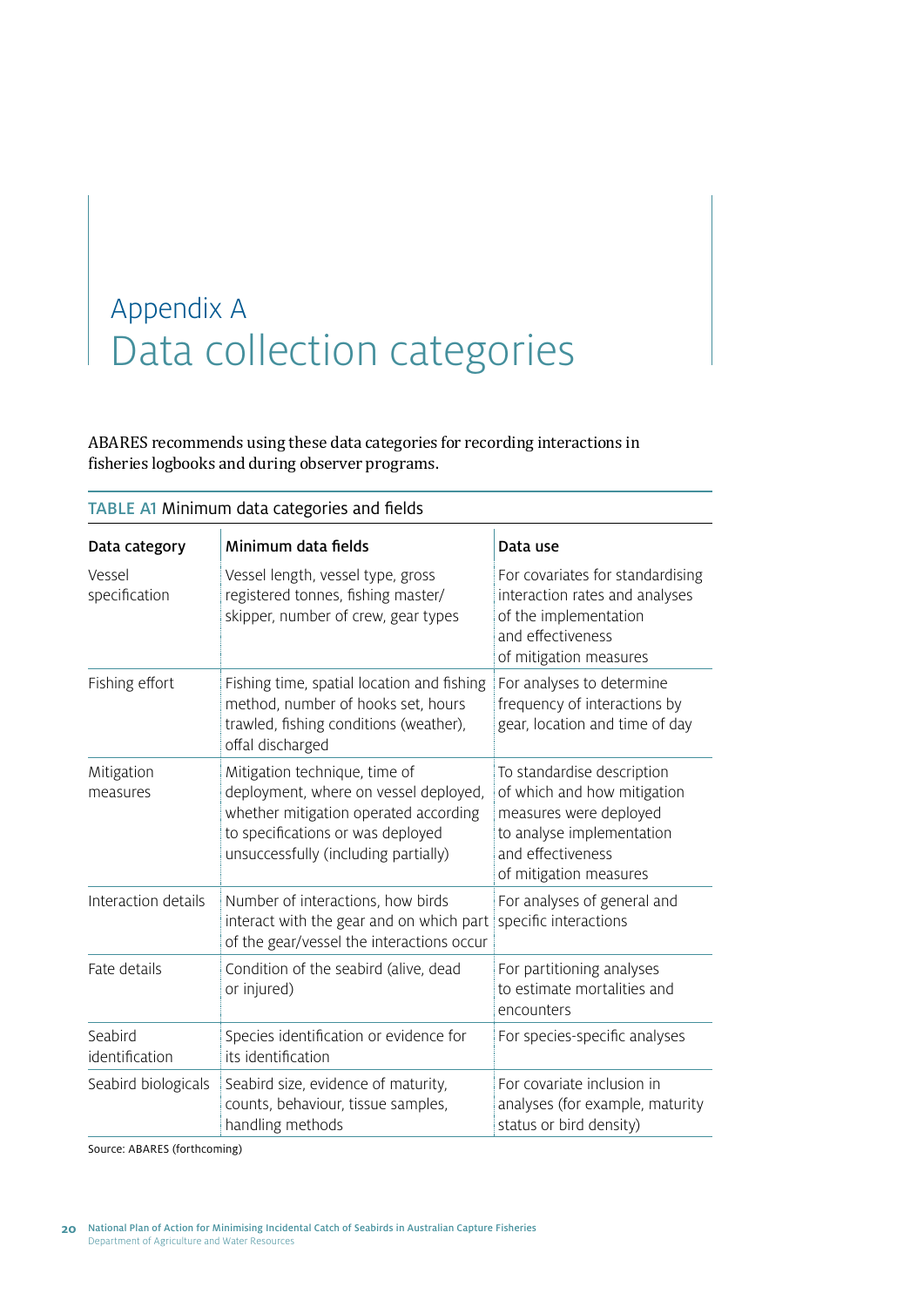# Appendix A
# Data collection categories

ABARES recommends using these data categories for recording interactions in fisheries logbooks and during observer programs.

TABLE A1 Minimum data categories and fields

| Data category | Minimum data fields | Data use |
|---|---|---|
| Vessel specification | Vessel length, vessel type, gross registered tonnes, fishing master/ skipper, number of crew, gear types | For covariates for standardising interaction rates and analyses of the implementation and effectiveness of mitigation measures |
| Fishing effort | Fishing time, spatial location and fishing method, number of hooks set, hours trawled, fishing conditions (weather), offal discharged | For analyses to determine frequency of interactions by gear, location and time of day |
| Mitigation measures | Mitigation technique, time of deployment, where on vessel deployed, whether mitigation operated according to specifications or was deployed unsuccessfully (including partially) | To standardise description of which and how mitigation measures were deployed to analyse implementation and effectiveness of mitigation measures |
| Interaction details | Number of interactions, how birds interact with the gear and on which part of the gear/vessel the interactions occur | For analyses of general and specific interactions |
| Fate details | Condition of the seabird (alive, dead or injured) | For partitioning analyses to estimate mortalities and encounters |
| Seabird identification | Species identification or evidence for its identification | For species-specific analyses |
| Seabird biologicals | Seabird size, evidence of maturity, counts, behaviour, tissue samples, handling methods | For covariate inclusion in analyses (for example, maturity status or bird density) |

Source: ABARES (forthcoming)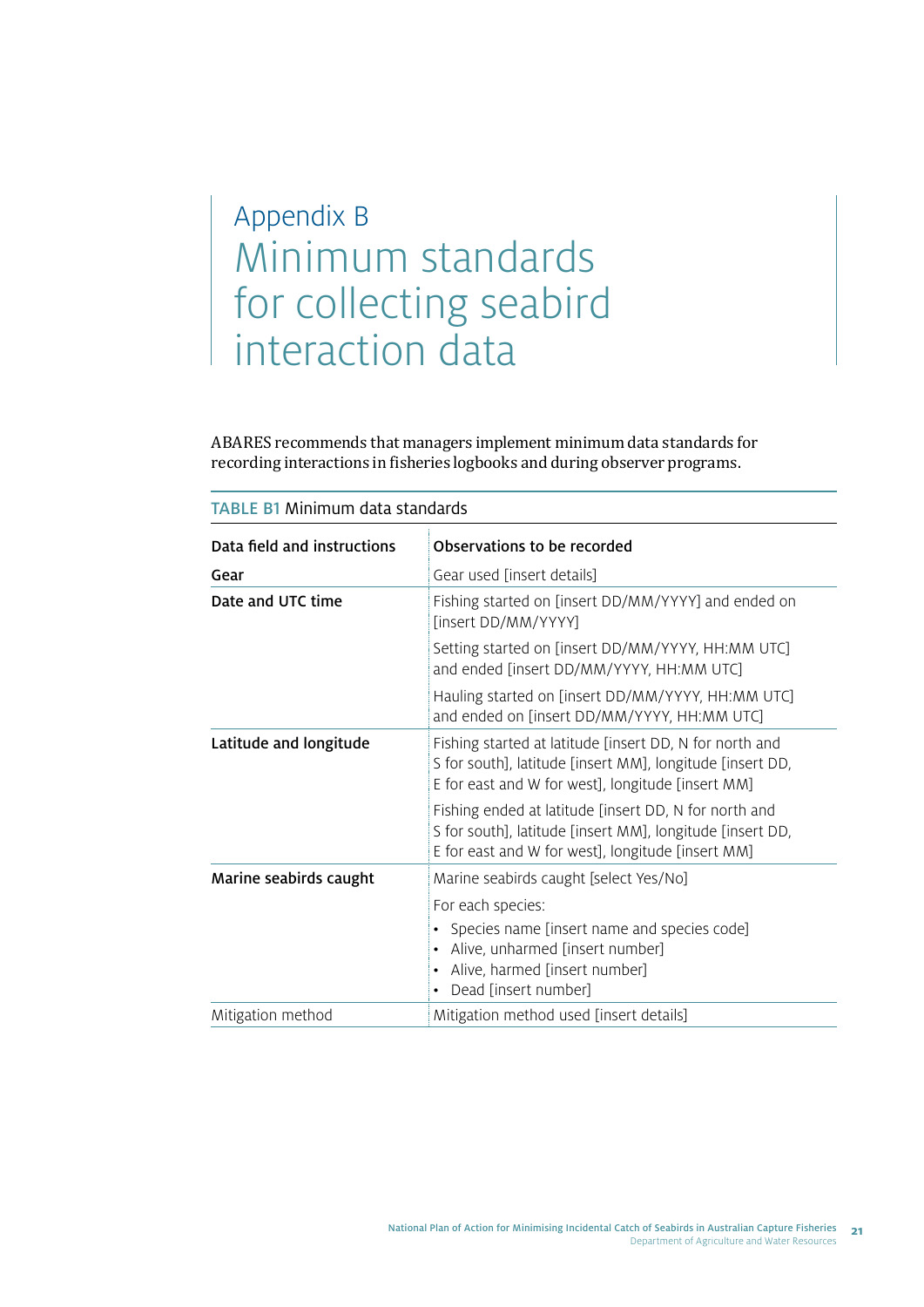# Appendix B
# Minimum standards for collecting seabird interaction data

ABARES recommends that managers implement minimum data standards for recording interactions in fisheries logbooks and during observer programs.

**TABLE B1** Minimum data standards

| Data field and instructions | Observations to be recorded |
|---|---|
| **Gear** | Gear used [insert details] |
| **Date and UTC time** | Fishing started on [insert DD/MM/YYYY] and ended on [insert DD/MM/YYYY]<br>Setting started on [insert DD/MM/YYYY, HH:MM UTC] and ended [insert DD/MM/YYYY, HH:MM UTC]<br>Hauling started on [insert DD/MM/YYYY, HH:MM UTC] and ended on [insert DD/MM/YYYY, HH:MM UTC] |
| **Latitude and longitude** | Fishing started at latitude [insert DD, N for north and S for south], latitude [insert MM], longitude [insert DD, E for east and W for west], longitude [insert MM]<br>Fishing ended at latitude [insert DD, N for north and S for south], latitude [insert MM], longitude [insert DD, E for east and W for west], longitude [insert MM] |
| **Marine seabirds caught** | Marine seabirds caught [select Yes/No]<br>For each species:<br>• Species name [insert name and species code]<br>• Alive, unharmed [insert number]<br>• Alive, harmed [insert number]<br>• Dead [insert number] |
| Mitigation method | Mitigation method used [insert details] |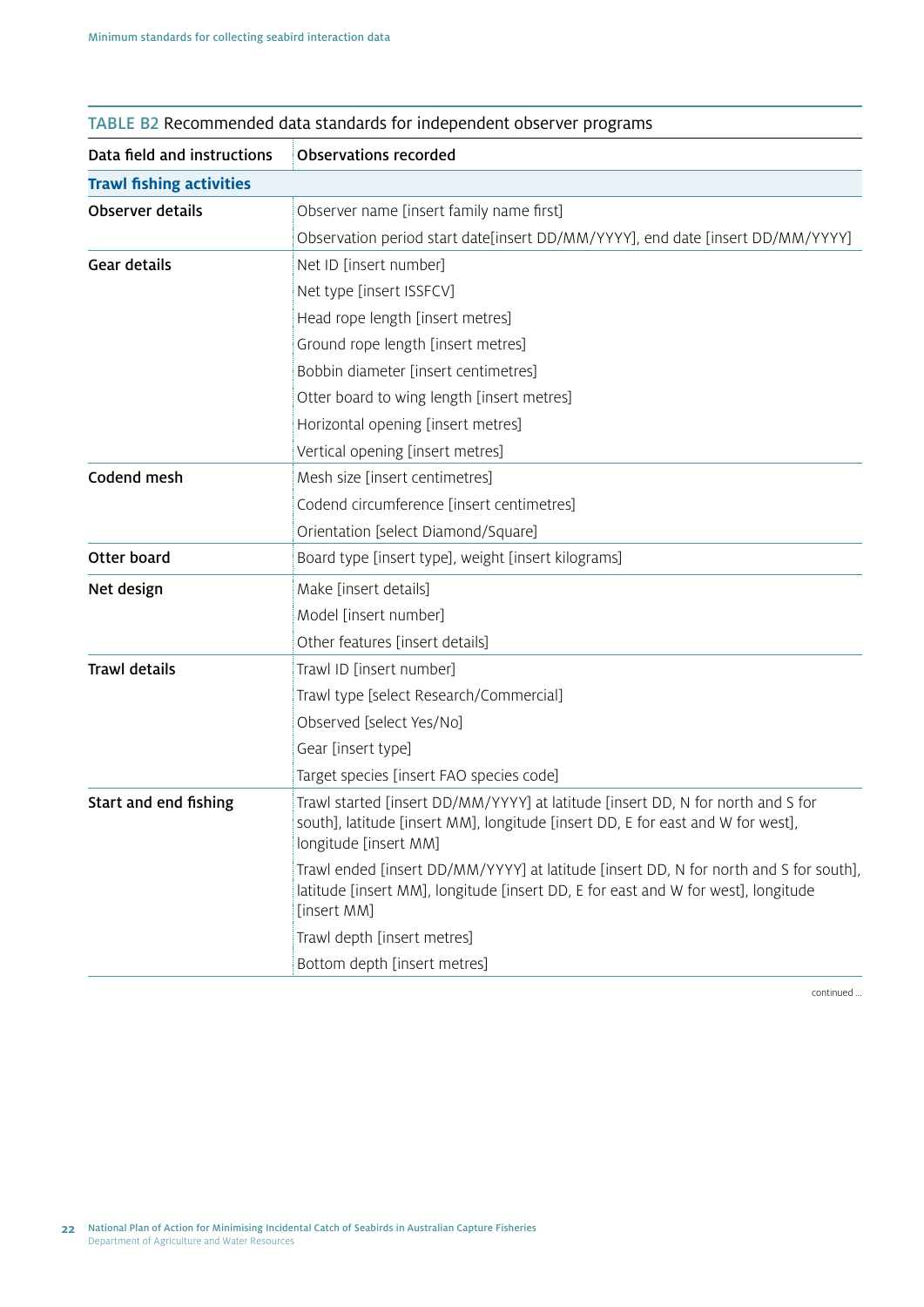TABLE B2 Recommended data standards for independent observer programs

| Data field and instructions | Observations recorded |
| --- | --- |
| **Trawl fishing activities** | |
| Observer details | Observer name [insert family name first] |
| | Observation period start date[insert DD/MM/YYYY], end date [insert DD/MM/YYYY] |
| Gear details | Net ID [insert number] |
| | Net type [insert ISSFCV] |
| | Head rope length [insert metres] |
| | Ground rope length [insert metres] |
| | Bobbin diameter [insert centimetres] |
| | Otter board to wing length [insert metres] |
| | Horizontal opening [insert metres] |
| | Vertical opening [insert metres] |
| Codend mesh | Mesh size [insert centimetres] |
| | Codend circumference [insert centimetres] |
| | Orientation [select Diamond/Square] |
| Otter board | Board type [insert type], weight [insert kilograms] |
| Net design | Make [insert details] |
| | Model [insert number] |
| | Other features [insert details] |
| Trawl details | Trawl ID [insert number] |
| | Trawl type [select Research/Commercial] |
| | Observed [select Yes/No] |
| | Gear [insert type] |
| | Target species [insert FAO species code] |
| Start and end fishing | Trawl started [insert DD/MM/YYYY] at latitude [insert DD, N for north and S for south], latitude [insert MM], longitude [insert DD, E for east and W for west], longitude [insert MM] |
| | Trawl ended [insert DD/MM/YYYY] at latitude [insert DD, N for north and S for south], latitude [insert MM], longitude [insert DD, E for east and W for west], longitude [insert MM] |
| | Trawl depth [insert metres] |
| | Bottom depth [insert metres] |

continued ...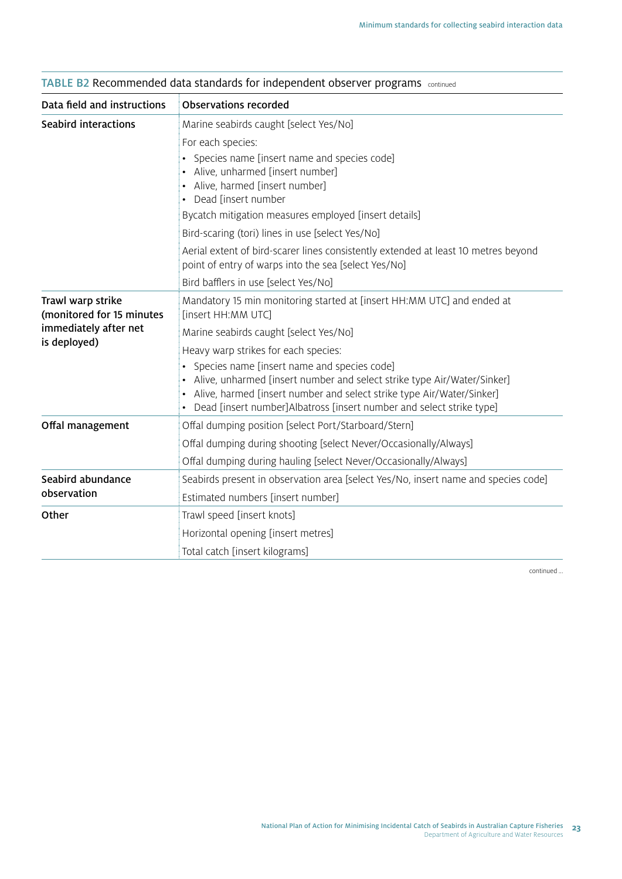TABLE B2 Recommended data standards for independent observer programs continued

| Data field and instructions | Observations recorded |
| --- | --- |
| Seabird interactions | Marine seabirds caught [select Yes/No] |
| | For each species:<br>• Species name [insert name and species code]<br>• Alive, unharmed [insert number]<br>• Alive, harmed [insert number]<br>• Dead [insert number |
| | Bycatch mitigation measures employed [insert details] |
| | Bird-scaring (tori) lines in use [select Yes/No] |
| | Aerial extent of bird-scarer lines consistently extended at least 10 metres beyond point of entry of warps into the sea [select Yes/No] |
| | Bird bafflers in use [select Yes/No] |
| Trawl warp strike (monitored for 15 minutes immediately after net is deployed) | Mandatory 15 min monitoring started at [insert HH:MM UTC] and ended at [insert HH:MM UTC] |
| | Marine seabirds caught [select Yes/No] |
| | Heavy warp strikes for each species:<br>• Species name [insert name and species code]<br>• Alive, unharmed [insert number and select strike type Air/Water/Sinker]<br>• Alive, harmed [insert number and select strike type Air/Water/Sinker]<br>• Dead [insert number]Albatross [insert number and select strike type] |
| Offal management | Offal dumping position [select Port/Starboard/Stern] |
| | Offal dumping during shooting [select Never/Occasionally/Always] |
| | Offal dumping during hauling [select Never/Occasionally/Always] |
| Seabird abundance observation | Seabirds present in observation area [select Yes/No, insert name and species code] |
| | Estimated numbers [insert number] |
| Other | Trawl speed [insert knots] |
| | Horizontal opening [insert metres] |
| | Total catch [insert kilograms] |

continued ...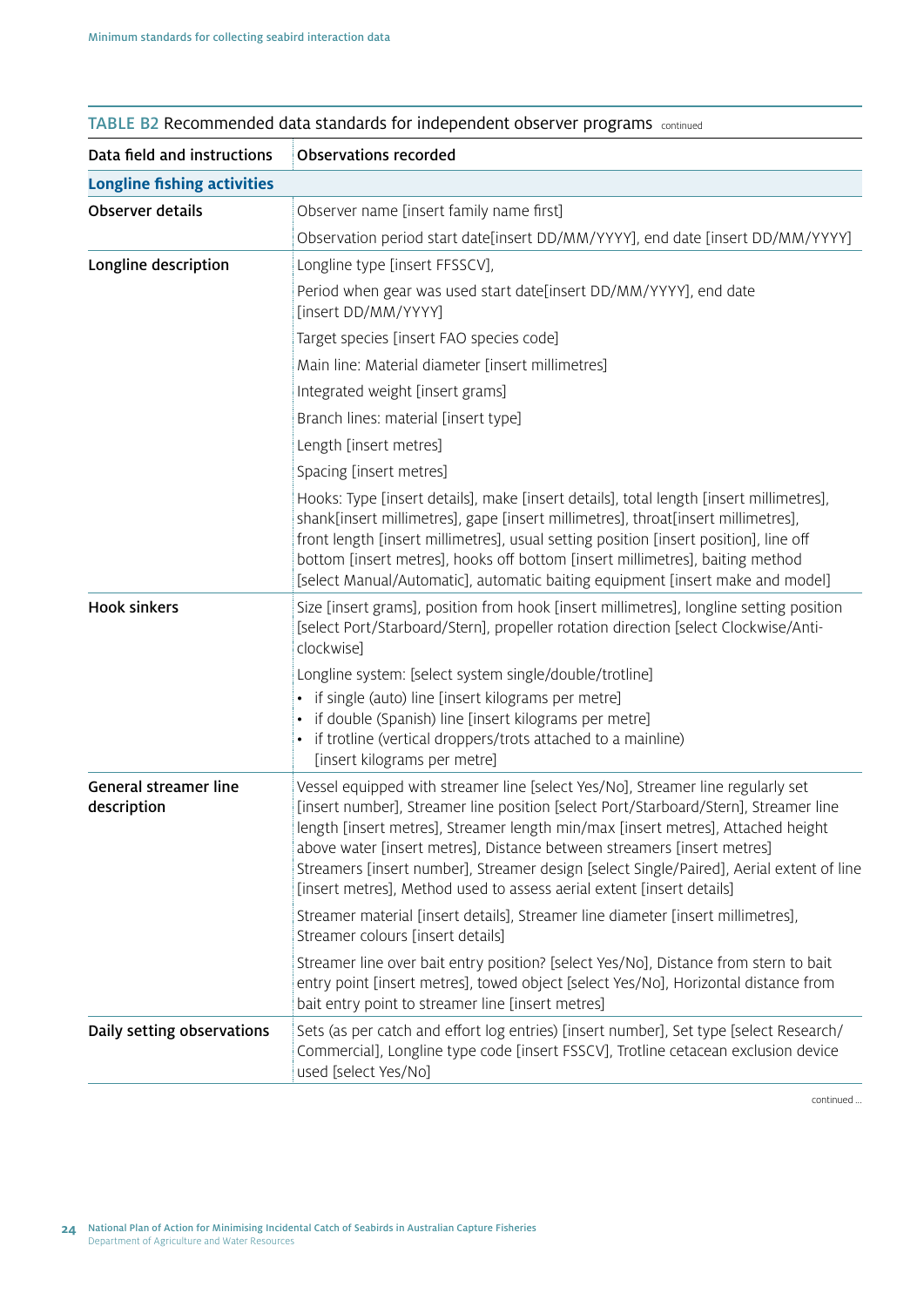TABLE B2 Recommended data standards for independent observer programs continued

| Data field and instructions | Observations recorded |
| --- | --- |
| **Longline fishing activities** | |
| Observer details | Observer name [insert family name first] |
| | Observation period start date[insert DD/MM/YYYY], end date [insert DD/MM/YYYY] |
| Longline description | Longline type [insert FFSSCV], |
| | Period when gear was used start date[insert DD/MM/YYYY], end date [insert DD/MM/YYYY] |
| | Target species [insert FAO species code] |
| | Main line: Material diameter [insert millimetres] |
| | Integrated weight [insert grams] |
| | Branch lines: material [insert type] |
| | Length [insert metres] |
| | Spacing [insert metres] |
| | Hooks: Type [insert details], make [insert details], total length [insert millimetres], shank[insert millimetres], gape [insert millimetres], throat[insert millimetres], front length [insert millimetres], usual setting position [insert position], line off bottom [insert metres], hooks off bottom [insert millimetres], baiting method [select Manual/Automatic], automatic baiting equipment [insert make and model] |
| Hook sinkers | Size [insert grams], position from hook [insert millimetres], longline setting position [select Port/Starboard/Stern], propeller rotation direction [select Clockwise/Anti-clockwise] |
| | Longline system: [select system single/double/trotline]<br>• if single (auto) line [insert kilograms per metre]<br>• if double (Spanish) line [insert kilograms per metre]<br>• if trotline (vertical droppers/trots attached to a mainline) [insert kilograms per metre] |
| General streamer line description | Vessel equipped with streamer line [select Yes/No], Streamer line regularly set [insert number], Streamer line position [select Port/Starboard/Stern], Streamer line length [insert metres], Streamer length min/max [insert metres], Attached height above water [insert metres], Distance between streamers [insert metres] Streamers [insert number], Streamer design [select Single/Paired], Aerial extent of line [insert metres], Method used to assess aerial extent [insert details] |
| | Streamer material [insert details], Streamer line diameter [insert millimetres], Streamer colours [insert details] |
| | Streamer line over bait entry position? [select Yes/No], Distance from stern to bait entry point [insert metres], towed object [select Yes/No], Horizontal distance from bait entry point to streamer line [insert metres] |
| Daily setting observations | Sets (as per catch and effort log entries) [insert number], Set type [select Research/Commercial], Longline type code [insert FSSCV], Trotline cetacean exclusion device used [select Yes/No] |

continued ...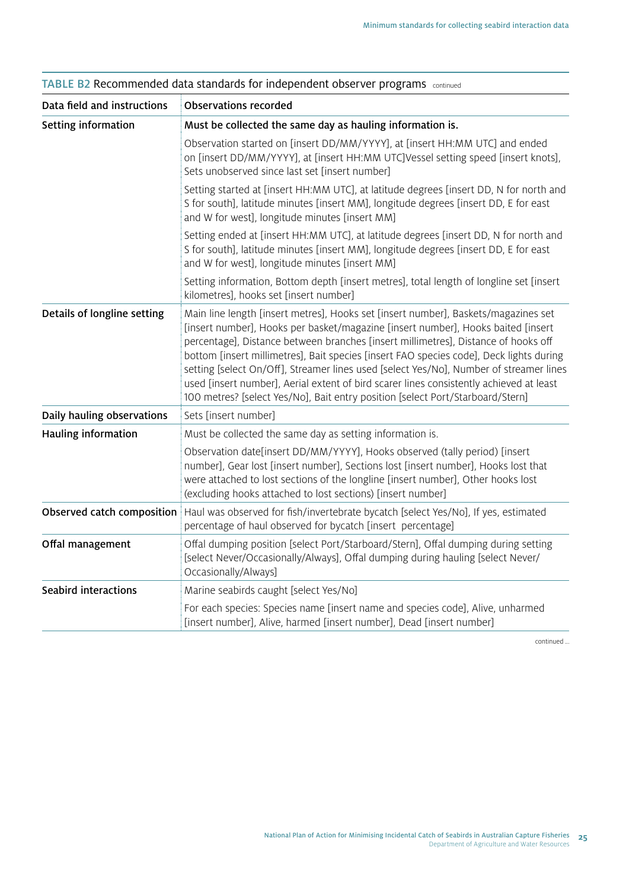TABLE B2 Recommended data standards for independent observer programs continued

| Data field and instructions | Observations recorded |
|---|---|
| **Setting information** | **Must be collected the same day as hauling information is.** |
| | Observation started on [insert DD/MM/YYYY], at [insert HH:MM UTC] and ended on [insert DD/MM/YYYY], at [insert HH:MM UTC]Vessel setting speed [insert knots], Sets unobserved since last set [insert number] |
| | Setting started at [insert HH:MM UTC], at latitude degrees [insert DD, N for north and S for south], latitude minutes [insert MM], longitude degrees [insert DD, E for east and W for west], longitude minutes [insert MM] |
| | Setting ended at [insert HH:MM UTC], at latitude degrees [insert DD, N for north and S for south], latitude minutes [insert MM], longitude degrees [insert DD, E for east and W for west], longitude minutes [insert MM] |
| | Setting information, Bottom depth [insert metres], total length of longline set [insert kilometres], hooks set [insert number] |
| **Details of longline setting** | Main line length [insert metres], Hooks set [insert number], Baskets/magazines set [insert number], Hooks per basket/magazine [insert number], Hooks baited [insert percentage], Distance between branches [insert millimetres], Distance of hooks off bottom [insert millimetres], Bait species [insert FAO species code], Deck lights during setting [select On/Off], Streamer lines used [select Yes/No], Number of streamer lines used [insert number], Aerial extent of bird scarer lines consistently achieved at least 100 metres? [select Yes/No], Bait entry position [select Port/Starboard/Stern] |
| **Daily hauling observations** | Sets [insert number] |
| **Hauling information** | Must be collected the same day as setting information is. |
| | Observation date[insert DD/MM/YYYY], Hooks observed (tally period) [insert number], Gear lost [insert number], Sections lost [insert number], Hooks lost that were attached to lost sections of the longline [insert number], Other hooks lost (excluding hooks attached to lost sections) [insert number] |
| **Observed catch composition** | Haul was observed for fish/invertebrate bycatch [select Yes/No], If yes, estimated percentage of haul observed for bycatch [insert percentage] |
| **Offal management** | Offal dumping position [select Port/Starboard/Stern], Offal dumping during setting [select Never/Occasionally/Always], Offal dumping during hauling [select Never/Occasionally/Always] |
| **Seabird interactions** | Marine seabirds caught [select Yes/No] |
| | For each species: Species name [insert name and species code], Alive, unharmed [insert number], Alive, harmed [insert number], Dead [insert number] |

continued ...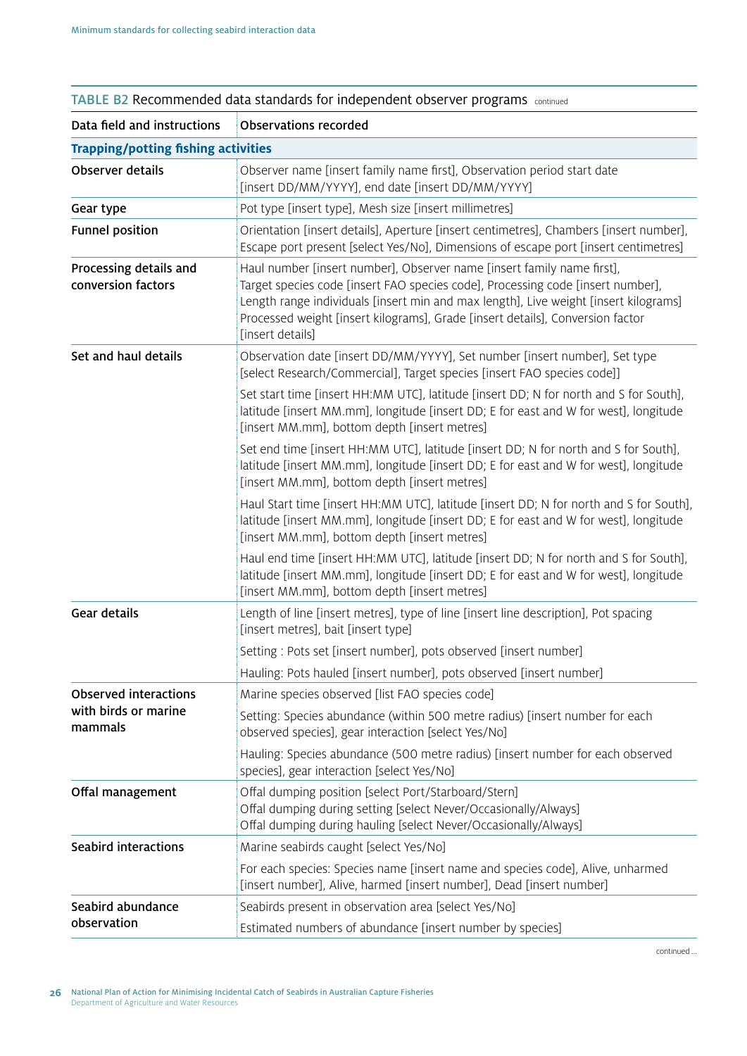**TABLE B2** Recommended data standards for independent observer programs continued

| Data field and instructions | Observations recorded |
|---|---|
| **Trapping/potting fishing activities** | |
| Observer details | Observer name [insert family name first], Observation period start date [insert DD/MM/YYYY], end date [insert DD/MM/YYYY] |
| Gear type | Pot type [insert type], Mesh size [insert millimetres] |
| Funnel position | Orientation [insert details], Aperture [insert centimetres], Chambers [insert number], Escape port present [select Yes/No], Dimensions of escape port [insert centimetres] |
| Processing details and conversion factors | Haul number [insert number], Observer name [insert family name first], Target species code [insert FAO species code], Processing code [insert number], Length range individuals [insert min and max length], Live weight [insert kilograms] Processed weight [insert kilograms], Grade [insert details], Conversion factor [insert details] |
| Set and haul details | Observation date [insert DD/MM/YYYY], Set number [insert number], Set type [select Research/Commercial], Target species [insert FAO species code]] |
| | Set start time [insert HH:MM UTC], latitude [insert DD; N for north and S for South], latitude [insert MM.mm], longitude [insert DD; E for east and W for west], longitude [insert MM.mm], bottom depth [insert metres] |
| | Set end time [insert HH:MM UTC], latitude [insert DD; N for north and S for South], latitude [insert MM.mm], longitude [insert DD; E for east and W for west], longitude [insert MM.mm], bottom depth [insert metres] |
| | Haul Start time [insert HH:MM UTC], latitude [insert DD; N for north and S for South], latitude [insert MM.mm], longitude [insert DD; E for east and W for west], longitude [insert MM.mm], bottom depth [insert metres] |
| | Haul end time [insert HH:MM UTC], latitude [insert DD; N for north and S for South], latitude [insert MM.mm], longitude [insert DD; E for east and W for west], longitude [insert MM.mm], bottom depth [insert metres] |
| Gear details | Length of line [insert metres], type of line [insert line description], Pot spacing [insert metres], bait [insert type] |
| | Setting : Pots set [insert number], pots observed [insert number] |
| | Hauling: Pots hauled [insert number], pots observed [insert number] |
| Observed interactions with birds or marine mammals | Marine species observed [list FAO species code] |
| | Setting: Species abundance (within 500 metre radius) [insert number for each observed species], gear interaction [select Yes/No] |
| | Hauling: Species abundance (500 metre radius) [insert number for each observed species], gear interaction [select Yes/No] |
| Offal management | Offal dumping position [select Port/Starboard/Stern] Offal dumping during setting [select Never/Occasionally/Always] Offal dumping during hauling [select Never/Occasionally/Always] |
| Seabird interactions | Marine seabirds caught [select Yes/No] |
| | For each species: Species name [insert name and species code], Alive, unharmed [insert number], Alive, harmed [insert number], Dead [insert number] |
| Seabird abundance observation | Seabirds present in observation area [select Yes/No] |
| | Estimated numbers of abundance [insert number by species] |

continued ...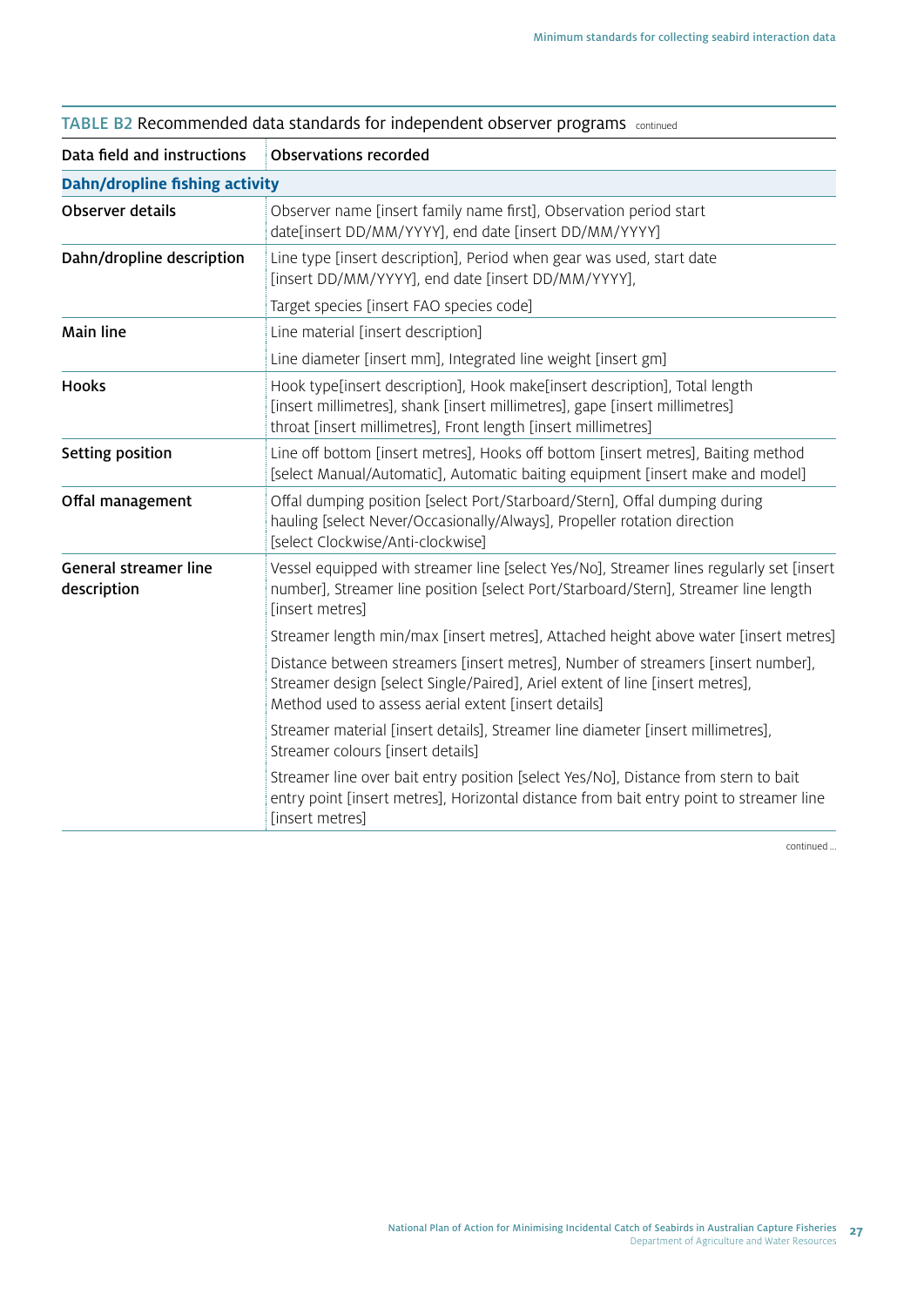TABLE B2 Recommended data standards for independent observer programs continued

| Data field and instructions | Observations recorded |
| --- | --- |
| **Dahn/dropline fishing activity** | |
| Observer details | Observer name [insert family name first], Observation period start date[insert DD/MM/YYYY], end date [insert DD/MM/YYYY] |
| Dahn/dropline description | Line type [insert description], Period when gear was used, start date [insert DD/MM/YYYY], end date [insert DD/MM/YYYY], |
| | Target species [insert FAO species code] |
| Main line | Line material [insert description] |
| | Line diameter [insert mm], Integrated line weight [insert gm] |
| Hooks | Hook type[insert description], Hook make[insert description], Total length [insert millimetres], shank [insert millimetres], gape [insert millimetres] throat [insert millimetres], Front length [insert millimetres] |
| Setting position | Line off bottom [insert metres], Hooks off bottom [insert metres], Baiting method [select Manual/Automatic], Automatic baiting equipment [insert make and model] |
| Offal management | Offal dumping position [select Port/Starboard/Stern], Offal dumping during hauling [select Never/Occasionally/Always], Propeller rotation direction [select Clockwise/Anti-clockwise] |
| General streamer line description | Vessel equipped with streamer line [select Yes/No], Streamer lines regularly set [insert number], Streamer line position [select Port/Starboard/Stern], Streamer line length [insert metres] |
| | Streamer length min/max [insert metres], Attached height above water [insert metres] |
| | Distance between streamers [insert metres], Number of streamers [insert number], Streamer design [select Single/Paired], Ariel extent of line [insert metres], Method used to assess aerial extent [insert details] |
| | Streamer material [insert details], Streamer line diameter [insert millimetres], Streamer colours [insert details] |
| | Streamer line over bait entry position [select Yes/No], Distance from stern to bait entry point [insert metres], Horizontal distance from bait entry point to streamer line [insert metres] |

continued ...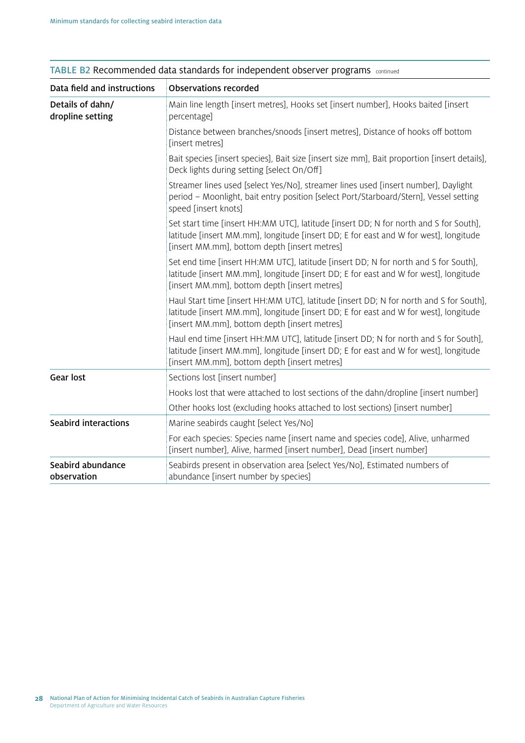**TABLE B2** Recommended data standards for independent observer programs continued

| Data field and instructions | Observations recorded |
|---|---|
| Details of dahn/ dropline setting | Main line length [insert metres], Hooks set [insert number], Hooks baited [insert percentage] |
| | Distance between branches/snoods [insert metres], Distance of hooks off bottom [insert metres] |
| | Bait species [insert species], Bait size [insert size mm], Bait proportion [insert details], Deck lights during setting [select On/Off] |
| | Streamer lines used [select Yes/No], streamer lines used [insert number], Daylight period – Moonlight, bait entry position [select Port/Starboard/Stern], Vessel setting speed [insert knots] |
| | Set start time [insert HH:MM UTC], latitude [insert DD; N for north and S for South], latitude [insert MM.mm], longitude [insert DD; E for east and W for west], longitude [insert MM.mm], bottom depth [insert metres] |
| | Set end time [insert HH:MM UTC], latitude [insert DD; N for north and S for South], latitude [insert MM.mm], longitude [insert DD; E for east and W for west], longitude [insert MM.mm], bottom depth [insert metres] |
| | Haul Start time [insert HH:MM UTC], latitude [insert DD; N for north and S for South], latitude [insert MM.mm], longitude [insert DD; E for east and W for west], longitude [insert MM.mm], bottom depth [insert metres] |
| | Haul end time [insert HH:MM UTC], latitude [insert DD; N for north and S for South], latitude [insert MM.mm], longitude [insert DD; E for east and W for west], longitude [insert MM.mm], bottom depth [insert metres] |
| Gear lost | Sections lost [insert number] |
| | Hooks lost that were attached to lost sections of the dahn/dropline [insert number] |
| | Other hooks lost (excluding hooks attached to lost sections) [insert number] |
| Seabird interactions | Marine seabirds caught [select Yes/No] |
| | For each species: Species name [insert name and species code], Alive, unharmed [insert number], Alive, harmed [insert number], Dead [insert number] |
| Seabird abundance observation | Seabirds present in observation area [select Yes/No], Estimated numbers of abundance [insert number by species] |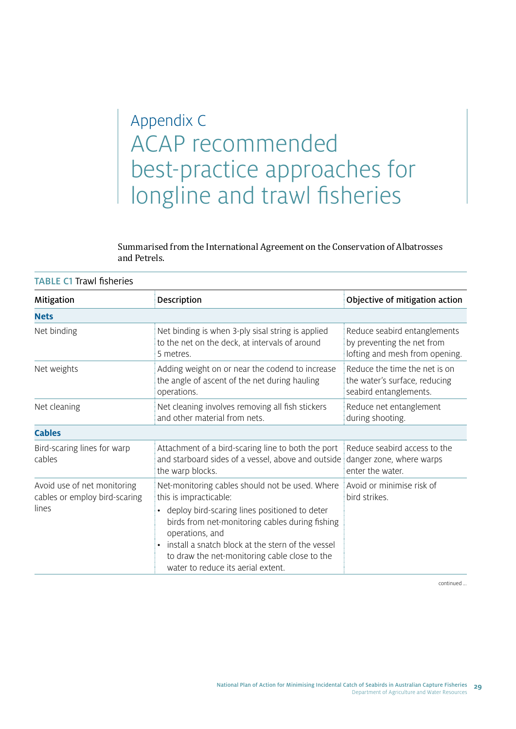# Appendix C ACAP recommended best-practice approaches for longline and trawl fisheries

Summarised from the International Agreement on the Conservation of Albatrosses and Petrels.

TABLE C1 Trawl fisheries

| Mitigation | Description | Objective of mitigation action |
|---|---|---|
| **Nets** | | |
| Net binding | Net binding is when 3-ply sisal string is applied to the net on the deck, at intervals of around 5 metres. | Reduce seabird entanglements by preventing the net from lofting and mesh from opening. |
| Net weights | Adding weight on or near the codend to increase the angle of ascent of the net during hauling operations. | Reduce the time the net is on the water's surface, reducing seabird entanglements. |
| Net cleaning | Net cleaning involves removing all fish stickers and other material from nets. | Reduce net entanglement during shooting. |
| **Cables** | | |
| Bird-scaring lines for warp cables | Attachment of a bird-scaring line to both the port and starboard sides of a vessel, above and outside the warp blocks. | Reduce seabird access to the danger zone, where warps enter the water. |
| Avoid use of net monitoring cables or employ bird-scaring lines | Net-monitoring cables should not be used. Where this is impracticable:<br>• deploy bird-scaring lines positioned to deter birds from net-monitoring cables during fishing operations, and<br>• install a snatch block at the stern of the vessel to draw the net-monitoring cable close to the water to reduce its aerial extent. | Avoid or minimise risk of bird strikes. |

continued ...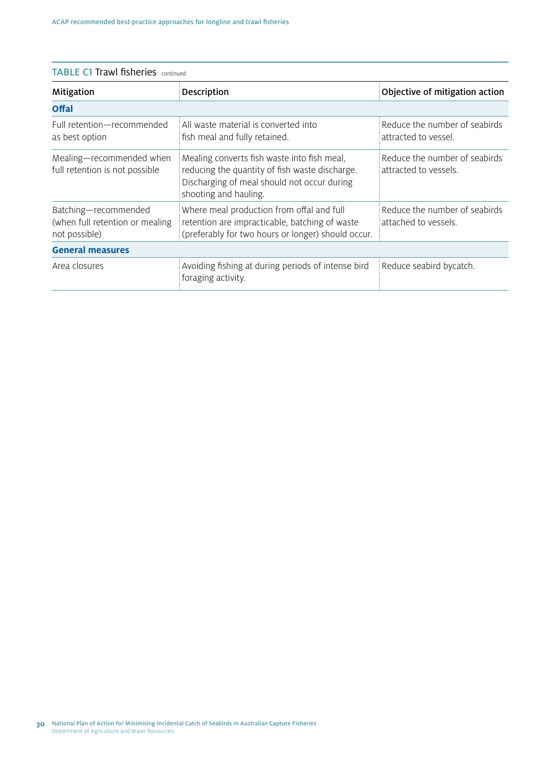**TABLE C1** Trawl fisheries continued

| Mitigation | Description | Objective of mitigation action |
|---|---|---|
| **Offal** | | |
| Full retention—recommended as best option | All waste material is converted into fish meal and fully retained. | Reduce the number of seabirds attracted to vessel. |
| Mealing—recommended when full retention is not possible | Mealing converts fish waste into fish meal, reducing the quantity of fish waste discharge. Discharging of meal should not occur during shooting and hauling. | Reduce the number of seabirds attracted to vessels. |
| Batching—recommended (when full retention or mealing not possible) | Where meal production from offal and full retention are impracticable, batching of waste (preferably for two hours or longer) should occur. | Reduce the number of seabirds attached to vessels. |
| **General measures** | | |
| Area closures | Avoiding fishing at during periods of intense bird foraging activity. | Reduce seabird bycatch. |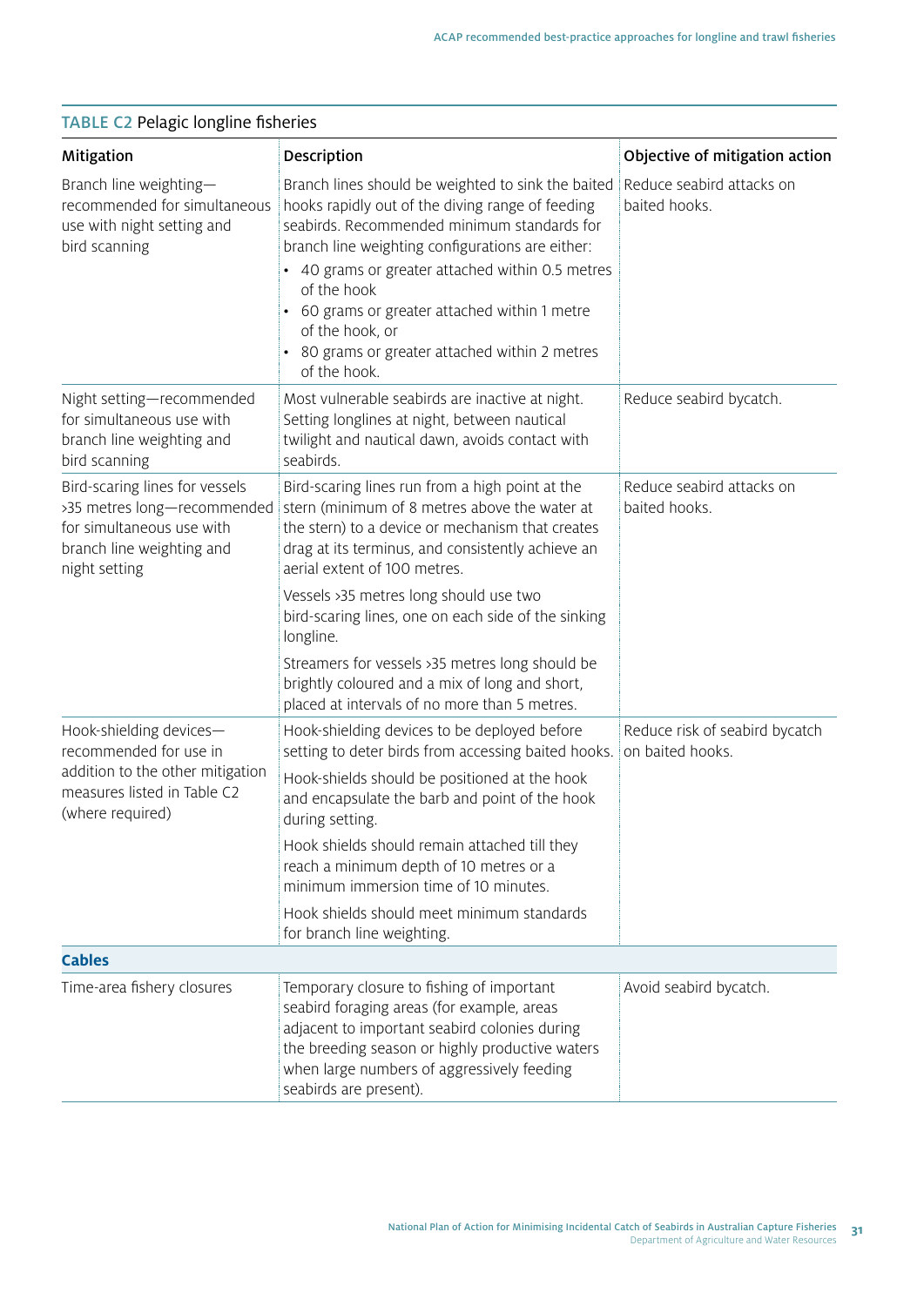TABLE C2 Pelagic longline fisheries

| Mitigation | Description | Objective of mitigation action |
|---|---|---|
| Branch line weighting—recommended for simultaneous use with night setting and bird scanning | Branch lines should be weighted to sink the baited hooks rapidly out of the diving range of feeding seabirds. Recommended minimum standards for branch line weighting configurations are either:<br>• 40 grams or greater attached within 0.5 metres of the hook<br>• 60 grams or greater attached within 1 metre of the hook, or<br>• 80 grams or greater attached within 2 metres of the hook. | Reduce seabird attacks on baited hooks. |
| Night setting—recommended for simultaneous use with branch line weighting and bird scanning | Most vulnerable seabirds are inactive at night. Setting longlines at night, between nautical twilight and nautical dawn, avoids contact with seabirds. | Reduce seabird bycatch. |
| Bird-scaring lines for vessels >35 metres long—recommended for simultaneous use with branch line weighting and night setting | Bird-scaring lines run from a high point at the stern (minimum of 8 metres above the water at the stern) to a device or mechanism that creates drag at its terminus, and consistently achieve an aerial extent of 100 metres.<br><br>Vessels >35 metres long should use two bird-scaring lines, one on each side of the sinking longline.<br><br>Streamers for vessels >35 metres long should be brightly coloured and a mix of long and short, placed at intervals of no more than 5 metres. | Reduce seabird attacks on baited hooks. |
| Hook-shielding devices—recommended for use in addition to the other mitigation measures listed in Table C2 (where required) | Hook-shielding devices to be deployed before setting to deter birds from accessing baited hooks.<br><br>Hook-shields should be positioned at the hook and encapsulate the barb and point of the hook during setting.<br><br>Hook shields should remain attached till they reach a minimum depth of 10 metres or a minimum immersion time of 10 minutes.<br><br>Hook shields should meet minimum standards for branch line weighting. | Reduce risk of seabird bycatch on baited hooks. |
| **Cables** | | |
| Time-area fishery closures | Temporary closure to fishing of important seabird foraging areas (for example, areas adjacent to important seabird colonies during the breeding season or highly productive waters when large numbers of aggressively feeding seabirds are present). | Avoid seabird bycatch. |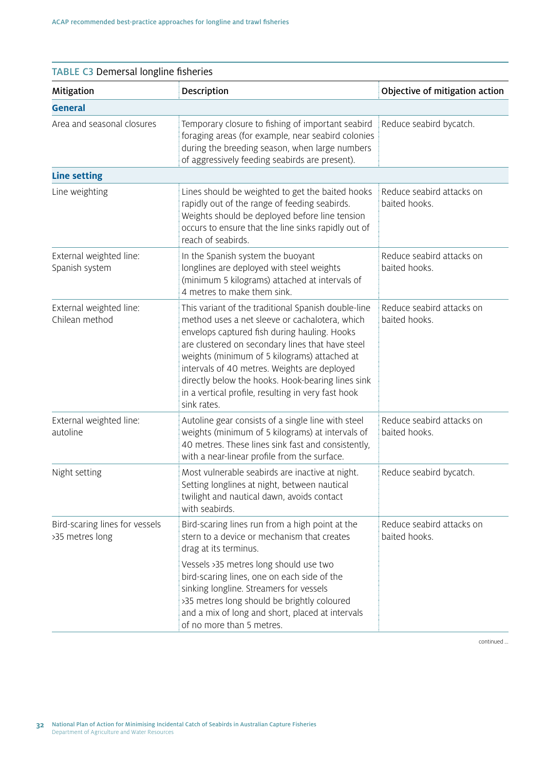TABLE C3 Demersal longline fisheries

| Mitigation | Description | Objective of mitigation action |
|---|---|---|
| **General** | | |
| Area and seasonal closures | Temporary closure to fishing of important seabird foraging areas (for example, near seabird colonies during the breeding season, when large numbers of aggressively feeding seabirds are present). | Reduce seabird bycatch. |
| **Line setting** | | |
| Line weighting | Lines should be weighted to get the baited hooks rapidly out of the range of feeding seabirds. Weights should be deployed before line tension occurs to ensure that the line sinks rapidly out of reach of seabirds. | Reduce seabird attacks on baited hooks. |
| External weighted line: Spanish system | In the Spanish system the buoyant longlines are deployed with steel weights (minimum 5 kilograms) attached at intervals of 4 metres to make them sink. | Reduce seabird attacks on baited hooks. |
| External weighted line: Chilean method | This variant of the traditional Spanish double-line method uses a net sleeve or cachalotera, which envelops captured fish during hauling. Hooks are clustered on secondary lines that have steel weights (minimum of 5 kilograms) attached at intervals of 40 metres. Weights are deployed directly below the hooks. Hook-bearing lines sink in a vertical profile, resulting in very fast hook sink rates. | Reduce seabird attacks on baited hooks. |
| External weighted line: autoline | Autoline gear consists of a single line with steel weights (minimum of 5 kilograms) at intervals of 40 metres. These lines sink fast and consistently, with a near-linear profile from the surface. | Reduce seabird attacks on baited hooks. |
| Night setting | Most vulnerable seabirds are inactive at night. Setting longlines at night, between nautical twilight and nautical dawn, avoids contact with seabirds. | Reduce seabird bycatch. |
| Bird-scaring lines for vessels >35 metres long | Bird-scaring lines run from a high point at the stern to a device or mechanism that creates drag at its terminus.<br><br>Vessels >35 metres long should use two bird-scaring lines, one on each side of the sinking longline. Streamers for vessels >35 metres long should be brightly coloured and a mix of long and short, placed at intervals of no more than 5 metres. | Reduce seabird attacks on baited hooks. |

continued ...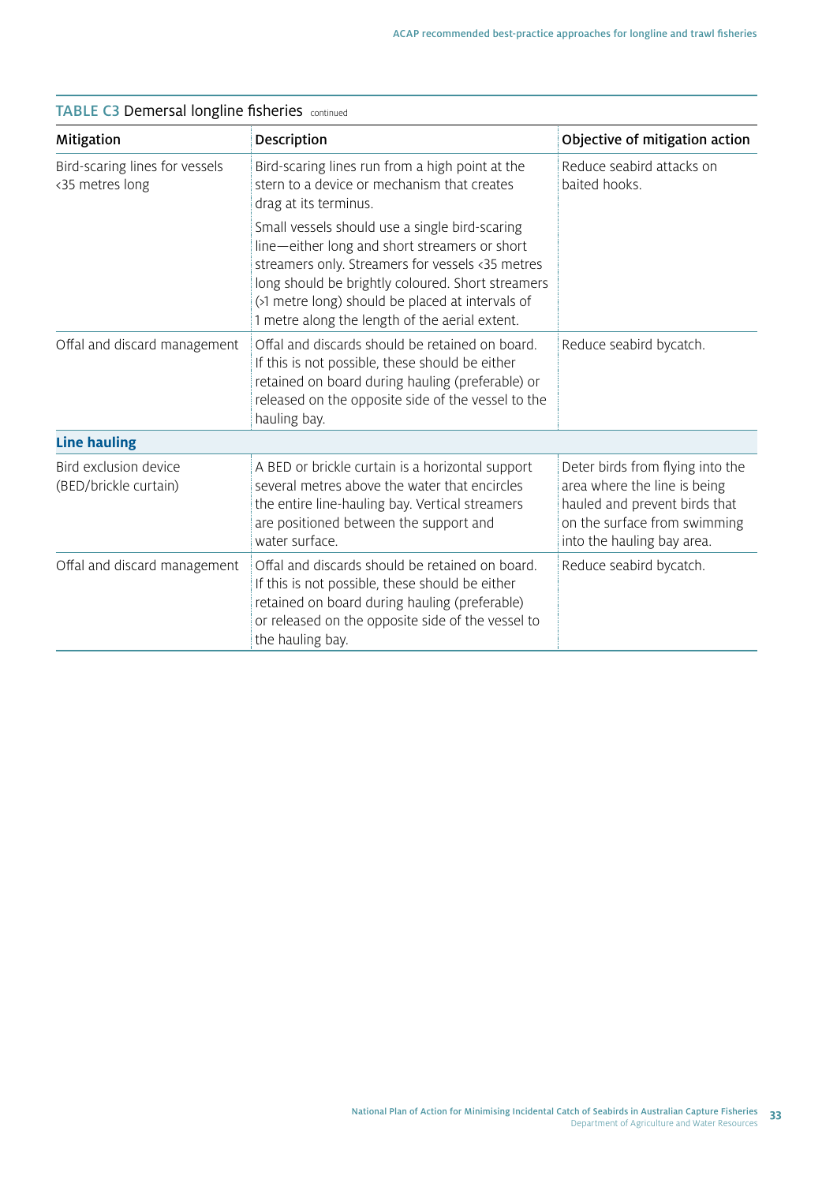**TABLE C3** Demersal longline fisheries continued

| Mitigation | Description | Objective of mitigation action |
|---|---|---|
| Bird-scaring lines for vessels <35 metres long | Bird-scaring lines run from a high point at the stern to a device or mechanism that creates drag at its terminus.<br><br>Small vessels should use a single bird-scaring line—either long and short streamers or short streamers only. Streamers for vessels <35 metres long should be brightly coloured. Short streamers (>1 metre long) should be placed at intervals of 1 metre along the length of the aerial extent. | Reduce seabird attacks on baited hooks. |
| Offal and discard management | Offal and discards should be retained on board. If this is not possible, these should be either retained on board during hauling (preferable) or released on the opposite side of the vessel to the hauling bay. | Reduce seabird bycatch. |
| **Line hauling** | | |
| Bird exclusion device (BED/brickle curtain) | A BED or brickle curtain is a horizontal support several metres above the water that encircles the entire line-hauling bay. Vertical streamers are positioned between the support and water surface. | Deter birds from flying into the area where the line is being hauled and prevent birds that on the surface from swimming into the hauling bay area. |
| Offal and discard management | Offal and discards should be retained on board. If this is not possible, these should be either retained on board during hauling (preferable) or released on the opposite side of the vessel to the hauling bay. | Reduce seabird bycatch. |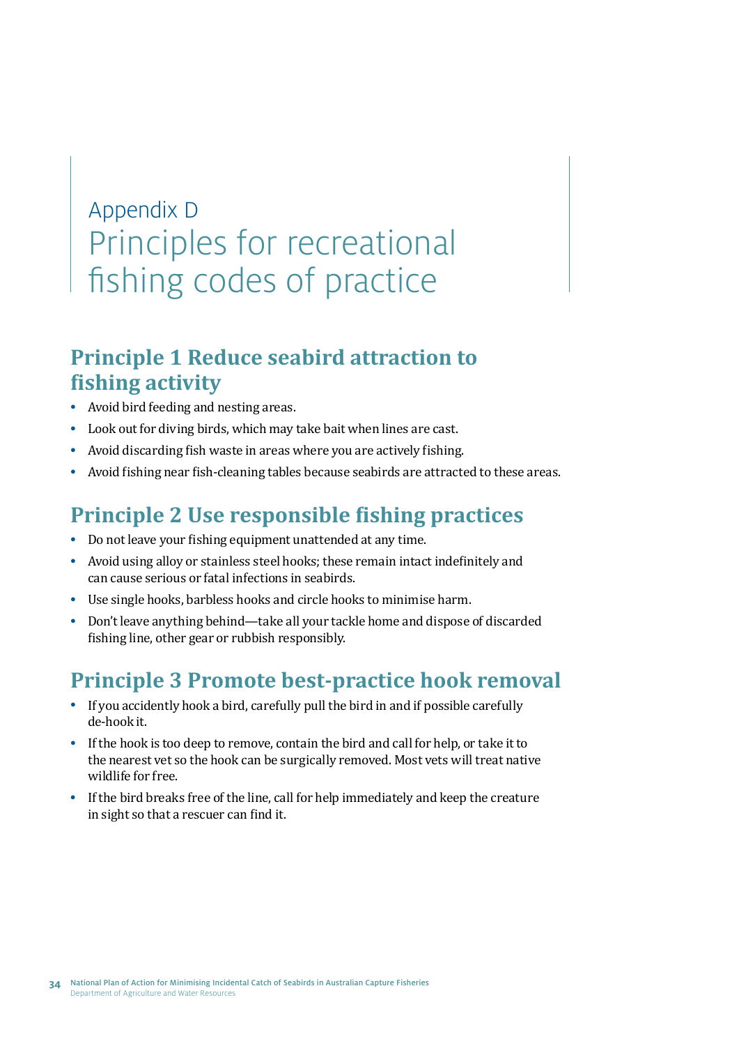# Appendix D Principles for recreational fishing codes of practice

## Principle 1 Reduce seabird attraction to fishing activity

- Avoid bird feeding and nesting areas.
- Look out for diving birds, which may take bait when lines are cast.
- Avoid discarding fish waste in areas where you are actively fishing.
- Avoid fishing near fish-cleaning tables because seabirds are attracted to these areas.

## Principle 2 Use responsible fishing practices

- Do not leave your fishing equipment unattended at any time.
- Avoid using alloy or stainless steel hooks; these remain intact indefinitely and can cause serious or fatal infections in seabirds.
- Use single hooks, barbless hooks and circle hooks to minimise harm.
- Don't leave anything behind—take all your tackle home and dispose of discarded fishing line, other gear or rubbish responsibly.

## Principle 3 Promote best-practice hook removal

- If you accidently hook a bird, carefully pull the bird in and if possible carefully de-hook it.
- If the hook is too deep to remove, contain the bird and call for help, or take it to the nearest vet so the hook can be surgically removed. Most vets will treat native wildlife for free.
- If the bird breaks free of the line, call for help immediately and keep the creature in sight so that a rescuer can find it.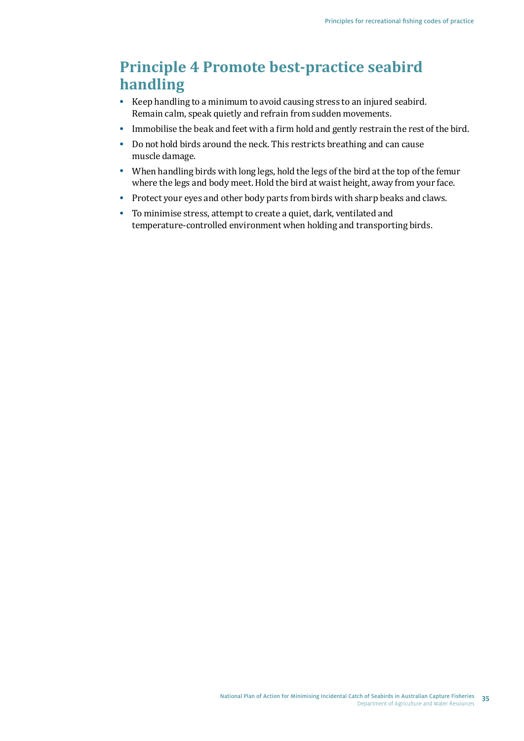## Principle 4 Promote best-practice seabird handling

- Keep handling to a minimum to avoid causing stress to an injured seabird. Remain calm, speak quietly and refrain from sudden movements.
- Immobilise the beak and feet with a firm hold and gently restrain the rest of the bird.
- Do not hold birds around the neck. This restricts breathing and can cause muscle damage.
- When handling birds with long legs, hold the legs of the bird at the top of the femur where the legs and body meet. Hold the bird at waist height, away from your face.
- Protect your eyes and other body parts from birds with sharp beaks and claws.
- To minimise stress, attempt to create a quiet, dark, ventilated and temperature-controlled environment when holding and transporting birds.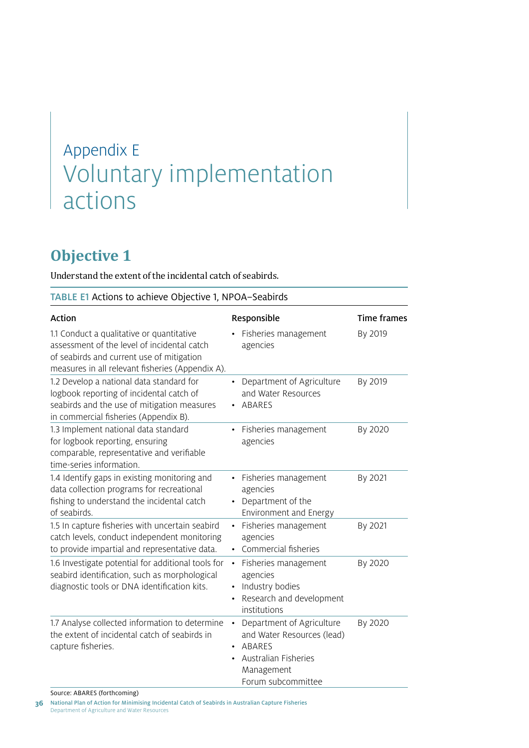# Appendix E
# Voluntary implementation actions

## Objective 1

Understand the extent of the incidental catch of seabirds.

TABLE E1 Actions to achieve Objective 1, NPOA–Seabirds

| Action | Responsible | Time frames |
|---|---|---|
| 1.1 Conduct a qualitative or quantitative assessment of the level of incidental catch of seabirds and current use of mitigation measures in all relevant fisheries (Appendix A). | • Fisheries management agencies | By 2019 |
| 1.2 Develop a national data standard for logbook reporting of incidental catch of seabirds and the use of mitigation measures in commercial fisheries (Appendix B). | • Department of Agriculture and Water Resources<br>• ABARES | By 2019 |
| 1.3 Implement national data standard for logbook reporting, ensuring comparable, representative and verifiable time-series information. | • Fisheries management agencies | By 2020 |
| 1.4 Identify gaps in existing monitoring and data collection programs for recreational fishing to understand the incidental catch of seabirds. | • Fisheries management agencies<br>• Department of the Environment and Energy | By 2021 |
| 1.5 In capture fisheries with uncertain seabird catch levels, conduct independent monitoring to provide impartial and representative data. | • Fisheries management agencies<br>• Commercial fisheries | By 2021 |
| 1.6 Investigate potential for additional tools for seabird identification, such as morphological diagnostic tools or DNA identification kits. | • Fisheries management agencies<br>• Industry bodies<br>• Research and development institutions | By 2020 |
| 1.7 Analyse collected information to determine the extent of incidental catch of seabirds in capture fisheries. | • Department of Agriculture and Water Resources (lead)<br>• ABARES<br>• Australian Fisheries Management Forum subcommittee | By 2020 |

Source: ABARES (forthcoming)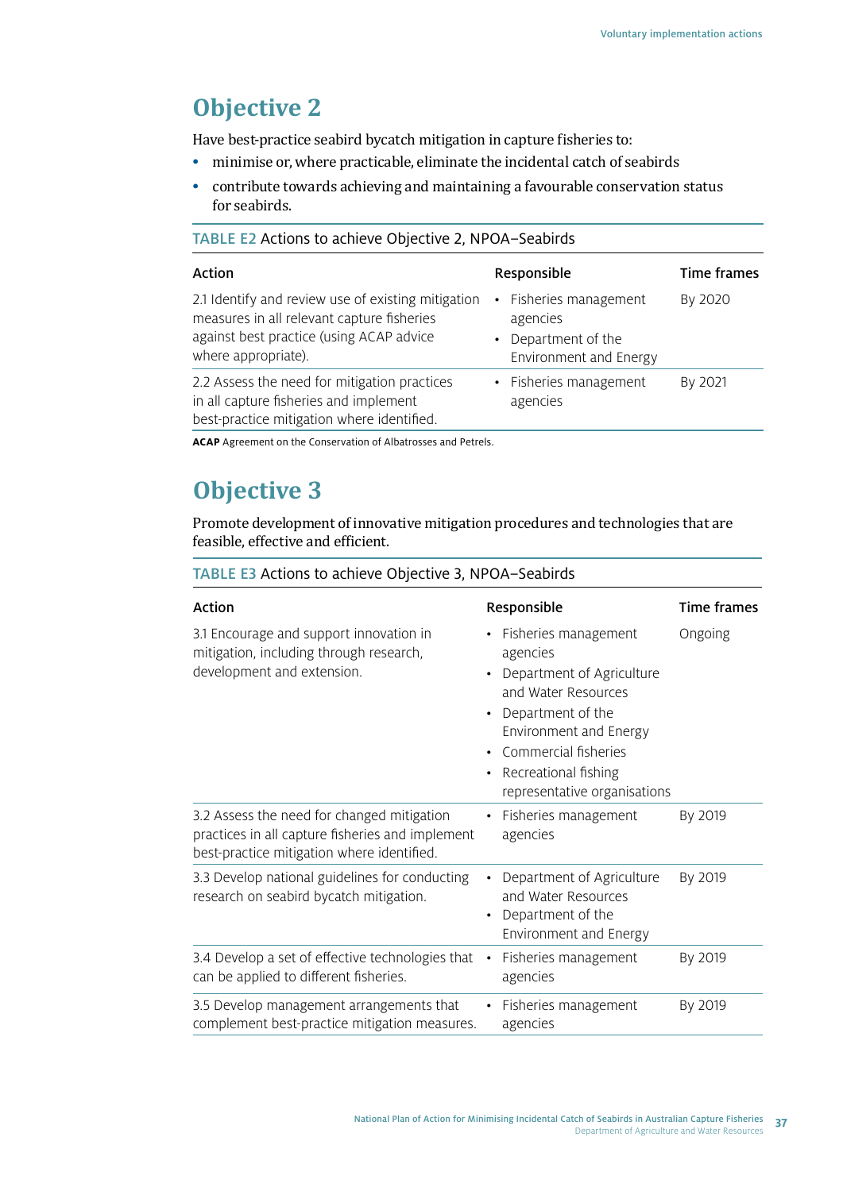## Objective 2

Have best-practice seabird bycatch mitigation in capture fisheries to:

- minimise or, where practicable, eliminate the incidental catch of seabirds
- contribute towards achieving and maintaining a favourable conservation status for seabirds.

TABLE E2 Actions to achieve Objective 2, NPOA–Seabirds

| Action | Responsible | Time frames |
|---|---|---|
| 2.1 Identify and review use of existing mitigation measures in all relevant capture fisheries against best practice (using ACAP advice where appropriate). | • Fisheries management agencies<br>• Department of the Environment and Energy | By 2020 |
| 2.2 Assess the need for mitigation practices in all capture fisheries and implement best-practice mitigation where identified. | • Fisheries management agencies | By 2021 |

**ACAP** Agreement on the Conservation of Albatrosses and Petrels.

## Objective 3

Promote development of innovative mitigation procedures and technologies that are feasible, effective and efficient.

TABLE E3 Actions to achieve Objective 3, NPOA–Seabirds

| Action | Responsible | Time frames |
|---|---|---|
| 3.1 Encourage and support innovation in mitigation, including through research, development and extension. | • Fisheries management agencies<br>• Department of Agriculture and Water Resources<br>• Department of the Environment and Energy<br>• Commercial fisheries<br>• Recreational fishing representative organisations | Ongoing |
| 3.2 Assess the need for changed mitigation practices in all capture fisheries and implement best-practice mitigation where identified. | • Fisheries management agencies | By 2019 |
| 3.3 Develop national guidelines for conducting research on seabird bycatch mitigation. | • Department of Agriculture and Water Resources<br>• Department of the Environment and Energy | By 2019 |
| 3.4 Develop a set of effective technologies that can be applied to different fisheries. | • Fisheries management agencies | By 2019 |
| 3.5 Develop management arrangements that complement best-practice mitigation measures. | • Fisheries management agencies | By 2019 |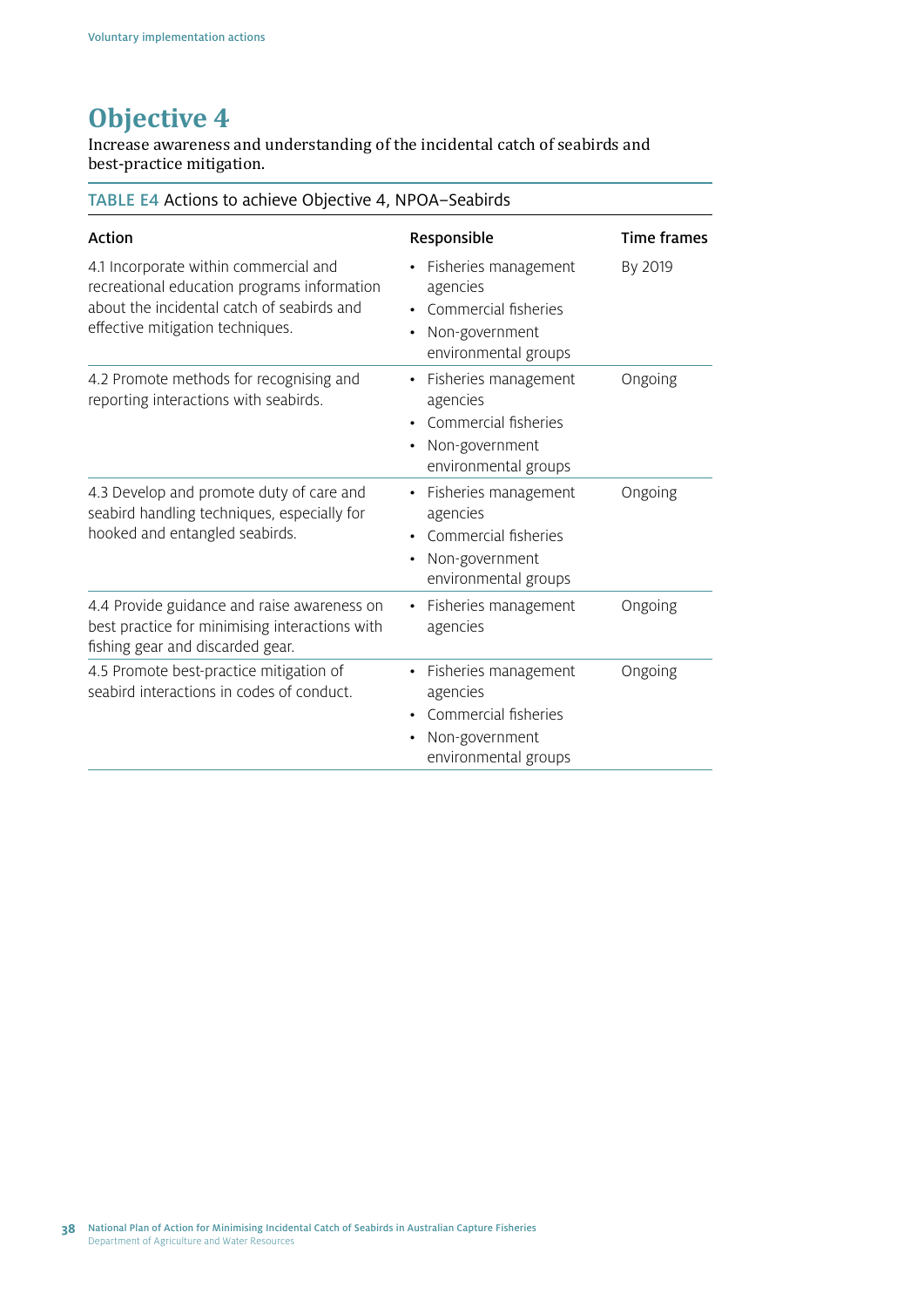# Objective 4

Increase awareness and understanding of the incidental catch of seabirds and best-practice mitigation.

TABLE E4 Actions to achieve Objective 4, NPOA–Seabirds

| Action | Responsible | Time frames |
|---|---|---|
| 4.1 Incorporate within commercial and recreational education programs information about the incidental catch of seabirds and effective mitigation techniques. | • Fisheries management agencies<br>• Commercial fisheries<br>• Non-government environmental groups | By 2019 |
| 4.2 Promote methods for recognising and reporting interactions with seabirds. | • Fisheries management agencies<br>• Commercial fisheries<br>• Non-government environmental groups | Ongoing |
| 4.3 Develop and promote duty of care and seabird handling techniques, especially for hooked and entangled seabirds. | • Fisheries management agencies<br>• Commercial fisheries<br>• Non-government environmental groups | Ongoing |
| 4.4 Provide guidance and raise awareness on best practice for minimising interactions with fishing gear and discarded gear. | • Fisheries management agencies | Ongoing |
| 4.5 Promote best-practice mitigation of seabird interactions in codes of conduct. | • Fisheries management agencies<br>• Commercial fisheries<br>• Non-government environmental groups | Ongoing |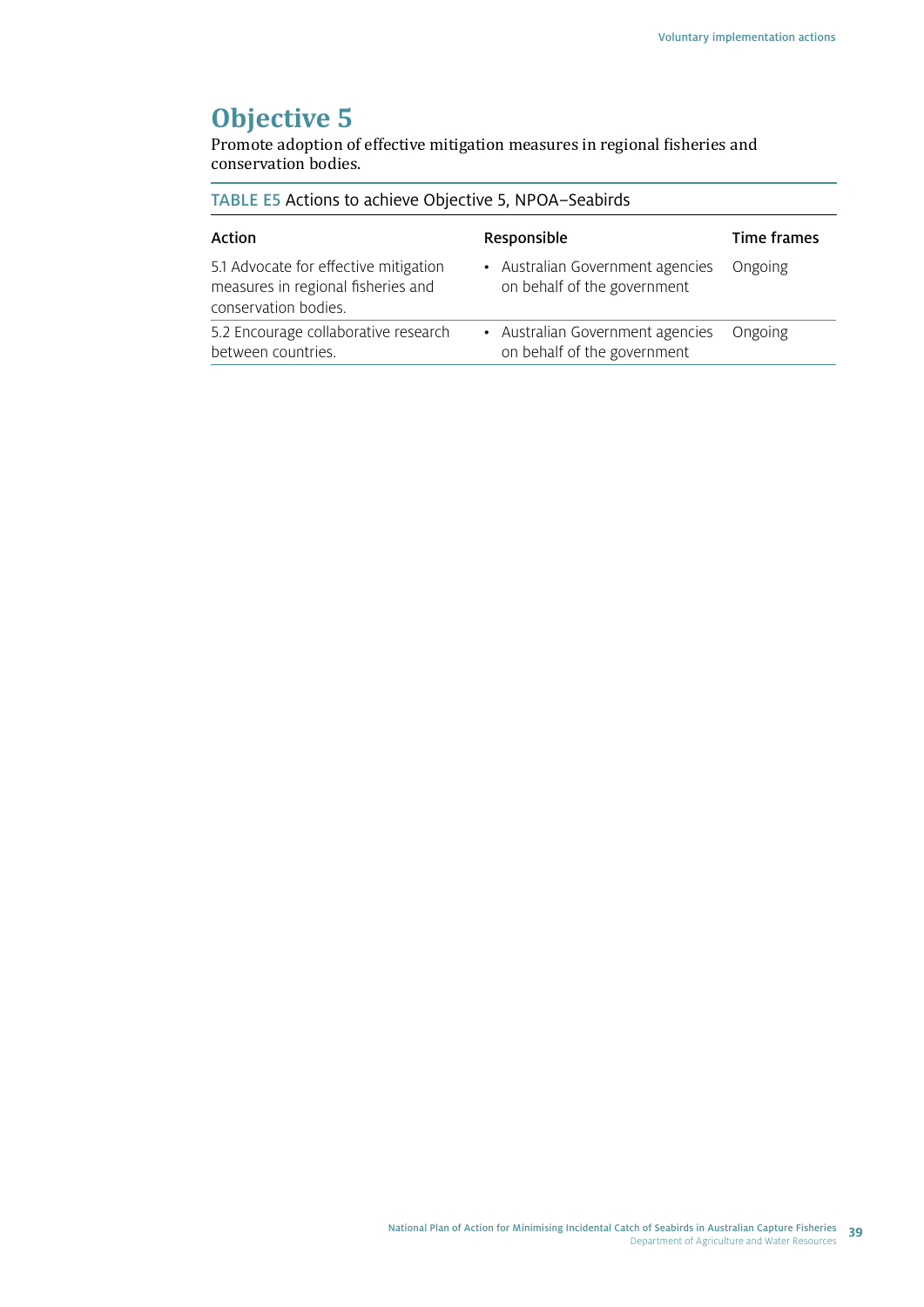# Objective 5

Promote adoption of effective mitigation measures in regional fisheries and conservation bodies.

TABLE E5 Actions to achieve Objective 5, NPOA–Seabirds

| Action | Responsible | Time frames |
|---|---|---|
| 5.1 Advocate for effective mitigation measures in regional fisheries and conservation bodies. | • Australian Government agencies on behalf of the government | Ongoing |
| 5.2 Encourage collaborative research between countries. | • Australian Government agencies on behalf of the government | Ongoing |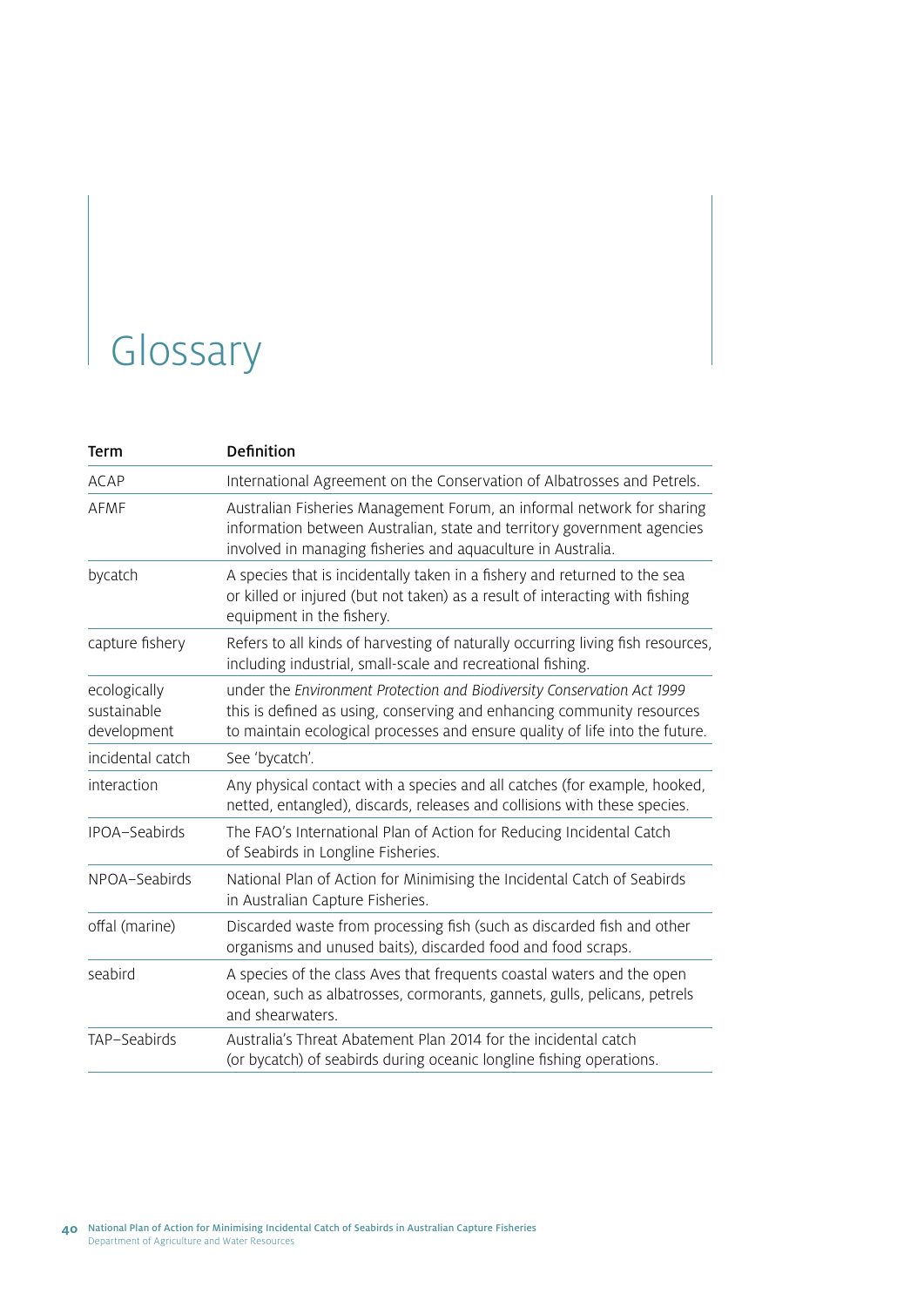# Glossary

| Term | Definition |
| --- | --- |
| ACAP | International Agreement on the Conservation of Albatrosses and Petrels. |
| AFMF | Australian Fisheries Management Forum, an informal network for sharing information between Australian, state and territory government agencies involved in managing fisheries and aquaculture in Australia. |
| bycatch | A species that is incidentally taken in a fishery and returned to the sea or killed or injured (but not taken) as a result of interacting with fishing equipment in the fishery. |
| capture fishery | Refers to all kinds of harvesting of naturally occurring living fish resources, including industrial, small-scale and recreational fishing. |
| ecologically sustainable development | under the *Environment Protection and Biodiversity Conservation Act 1999* this is defined as using, conserving and enhancing community resources to maintain ecological processes and ensure quality of life into the future. |
| incidental catch | See 'bycatch'. |
| interaction | Any physical contact with a species and all catches (for example, hooked, netted, entangled), discards, releases and collisions with these species. |
| IPOA–Seabirds | The FAO's International Plan of Action for Reducing Incidental Catch of Seabirds in Longline Fisheries. |
| NPOA–Seabirds | National Plan of Action for Minimising the Incidental Catch of Seabirds in Australian Capture Fisheries. |
| offal (marine) | Discarded waste from processing fish (such as discarded fish and other organisms and unused baits), discarded food and food scraps. |
| seabird | A species of the class Aves that frequents coastal waters and the open ocean, such as albatrosses, cormorants, gannets, gulls, pelicans, petrels and shearwaters. |
| TAP–Seabirds | Australia's Threat Abatement Plan 2014 for the incidental catch (or bycatch) of seabirds during oceanic longline fishing operations. |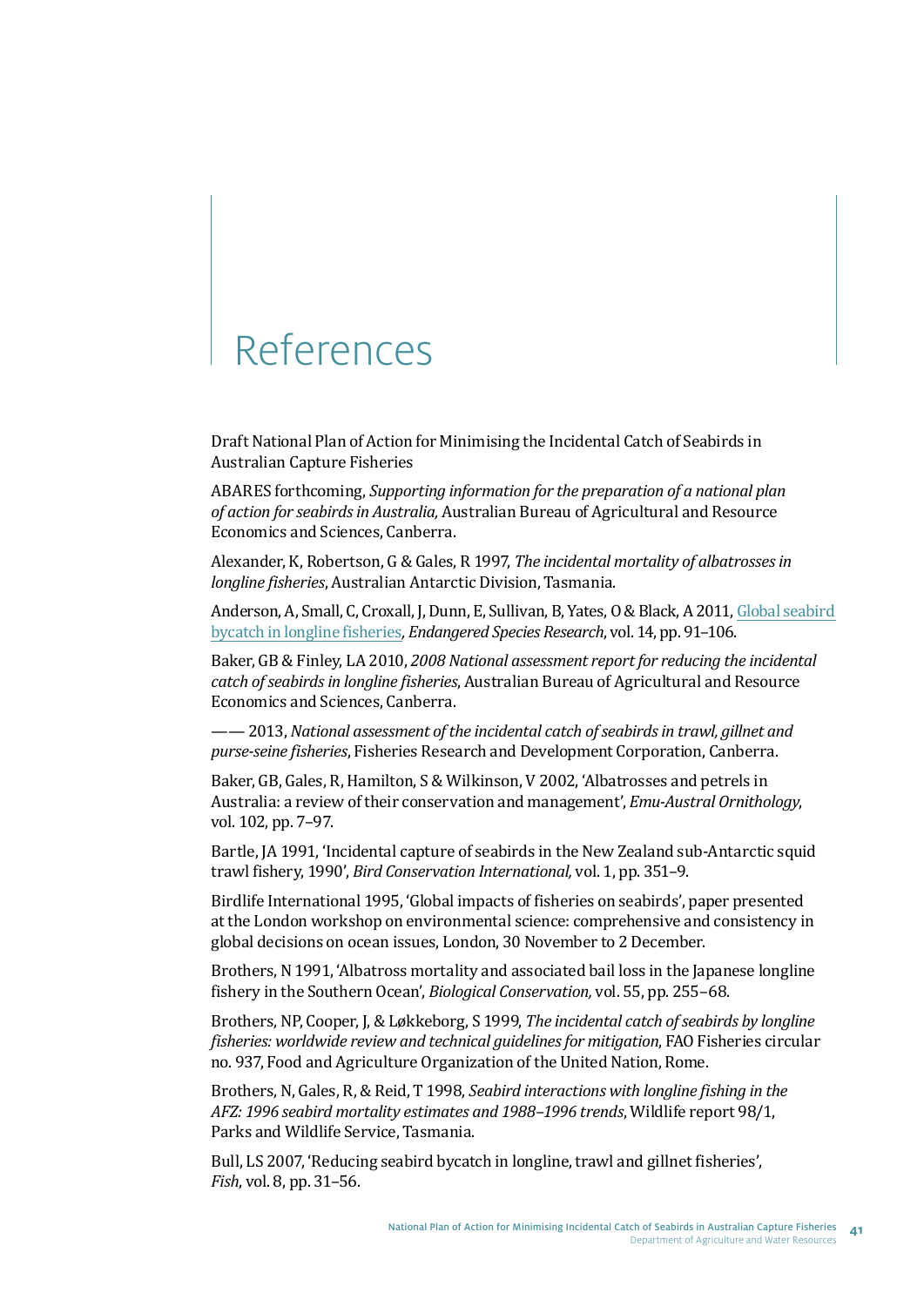# References

Draft National Plan of Action for Minimising the Incidental Catch of Seabirds in Australian Capture Fisheries

ABARES forthcoming, *Supporting information for the preparation of a national plan of action for seabirds in Australia,* Australian Bureau of Agricultural and Resource Economics and Sciences, Canberra.

Alexander, K, Robertson, G & Gales, R 1997, *The incidental mortality of albatrosses in longline fisheries*, Australian Antarctic Division, Tasmania.

Anderson, A, Small, C, Croxall, J, Dunn, E, Sullivan, B, Yates, O & Black, A 2011, Global seabird bycatch in longline fisheries, *Endangered Species Research*, vol. 14, pp. 91–106.

Baker, GB & Finley, LA 2010, *2008 National assessment report for reducing the incidental catch of seabirds in longline fisheries*, Australian Bureau of Agricultural and Resource Economics and Sciences, Canberra.

—— 2013, *National assessment of the incidental catch of seabirds in trawl, gillnet and purse-seine fisheries*, Fisheries Research and Development Corporation, Canberra.

Baker, GB, Gales, R, Hamilton, S & Wilkinson, V 2002, 'Albatrosses and petrels in Australia: a review of their conservation and management', *Emu-Austral Ornithology*, vol. 102, pp. 7–97.

Bartle, JA 1991, 'Incidental capture of seabirds in the New Zealand sub-Antarctic squid trawl fishery, 1990', *Bird Conservation International,* vol. 1, pp. 351–9.

Birdlife International 1995, 'Global impacts of fisheries on seabirds', paper presented at the London workshop on environmental science: comprehensive and consistency in global decisions on ocean issues, London, 30 November to 2 December.

Brothers, N 1991, 'Albatross mortality and associated bail loss in the Japanese longline fishery in the Southern Ocean', *Biological Conservation,* vol. 55, pp. 255–68.

Brothers, NP, Cooper, J, & Løkkeborg, S 1999, *The incidental catch of seabirds by longline fisheries: worldwide review and technical guidelines for mitigation*, FAO Fisheries circular no. 937, Food and Agriculture Organization of the United Nation, Rome.

Brothers, N, Gales, R, & Reid, T 1998, *Seabird interactions with longline fishing in the AFZ: 1996 seabird mortality estimates and 1988–1996 trends*, Wildlife report 98/1, Parks and Wildlife Service, Tasmania.

Bull, LS 2007, 'Reducing seabird bycatch in longline, trawl and gillnet fisheries', *Fish*, vol. 8, pp. 31–56.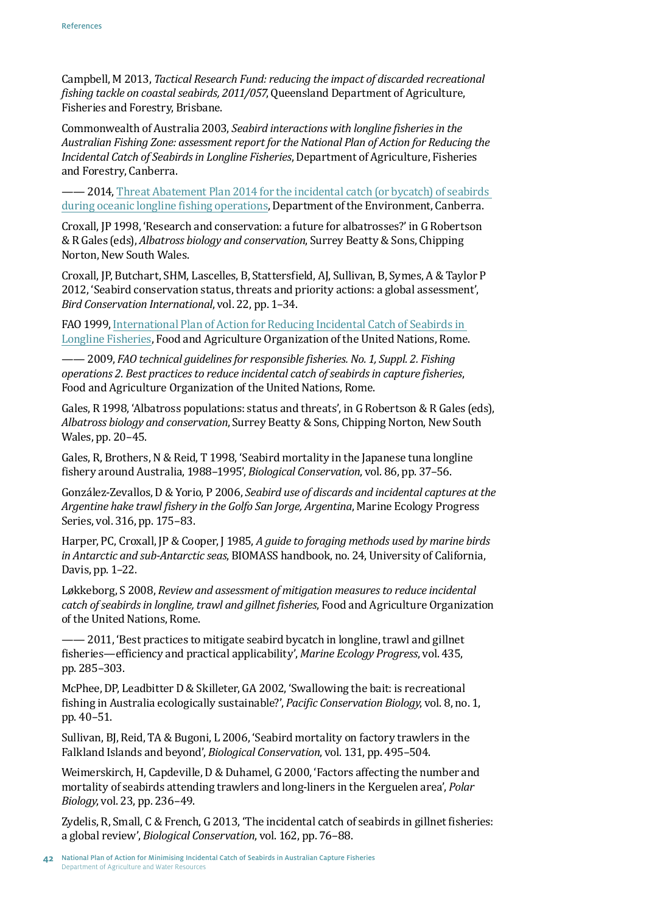Campbell, M 2013, *Tactical Research Fund: reducing the impact of discarded recreational fishing tackle on coastal seabirds, 2011/057*, Queensland Department of Agriculture, Fisheries and Forestry, Brisbane.

Commonwealth of Australia 2003, *Seabird interactions with longline fisheries in the Australian Fishing Zone: assessment report for the National Plan of Action for Reducing the Incidental Catch of Seabirds in Longline Fisheries*, Department of Agriculture, Fisheries and Forestry, Canberra.

—— 2014, Threat Abatement Plan 2014 for the incidental catch (or bycatch) of seabirds during oceanic longline fishing operations, Department of the Environment, Canberra.

Croxall, JP 1998, 'Research and conservation: a future for albatrosses?' in G Robertson & R Gales (eds), *Albatross biology and conservation*, Surrey Beatty & Sons, Chipping Norton, New South Wales.

Croxall, JP, Butchart, SHM, Lascelles, B, Stattersfield, AJ, Sullivan, B, Symes, A & Taylor P 2012, 'Seabird conservation status, threats and priority actions: a global assessment', *Bird Conservation International*, vol. 22, pp. 1–34.

FAO 1999, International Plan of Action for Reducing Incidental Catch of Seabirds in Longline Fisheries, Food and Agriculture Organization of the United Nations, Rome.

—— 2009, *FAO technical guidelines for responsible fisheries. No. 1, Suppl. 2. Fishing operations 2. Best practices to reduce incidental catch of seabirds in capture fisheries*, Food and Agriculture Organization of the United Nations, Rome.

Gales, R 1998, 'Albatross populations: status and threats', in G Robertson & R Gales (eds), *Albatross biology and conservation*, Surrey Beatty & Sons, Chipping Norton, New South Wales, pp. 20–45.

Gales, R, Brothers, N & Reid, T 1998, 'Seabird mortality in the Japanese tuna longline fishery around Australia, 1988–1995', *Biological Conservation*, vol. 86, pp. 37–56.

González-Zevallos, D & Yorio, P 2006, *Seabird use of discards and incidental captures at the Argentine hake trawl fishery in the Golfo San Jorge, Argentina*, Marine Ecology Progress Series, vol. 316, pp. 175–83.

Harper, PC, Croxall, JP & Cooper, J 1985, *A guide to foraging methods used by marine birds in Antarctic and sub-Antarctic seas*, BIOMASS handbook, no. 24, University of California, Davis, pp. 1–22.

Løkkeborg, S 2008, *Review and assessment of mitigation measures to reduce incidental catch of seabirds in longline, trawl and gillnet fisheries*, Food and Agriculture Organization of the United Nations, Rome.

—— 2011, 'Best practices to mitigate seabird bycatch in longline, trawl and gillnet fisheries—efficiency and practical applicability', *Marine Ecology Progress*, vol. 435, pp. 285–303.

McPhee, DP, Leadbitter D & Skilleter, GA 2002, 'Swallowing the bait: is recreational fishing in Australia ecologically sustainable?', *Pacific Conservation Biology*, vol. 8, no. 1, pp. 40–51.

Sullivan, BJ, Reid, TA & Bugoni, L 2006, 'Seabird mortality on factory trawlers in the Falkland Islands and beyond', *Biological Conservation*, vol. 131, pp. 495–504.

Weimerskirch, H, Capdeville, D & Duhamel, G 2000, 'Factors affecting the number and mortality of seabirds attending trawlers and long-liners in the Kerguelen area', *Polar Biology*, vol. 23, pp. 236–49.

Zydelis, R, Small, C & French, G 2013, 'The incidental catch of seabirds in gillnet fisheries: a global review', *Biological Conservation*, vol. 162, pp. 76–88.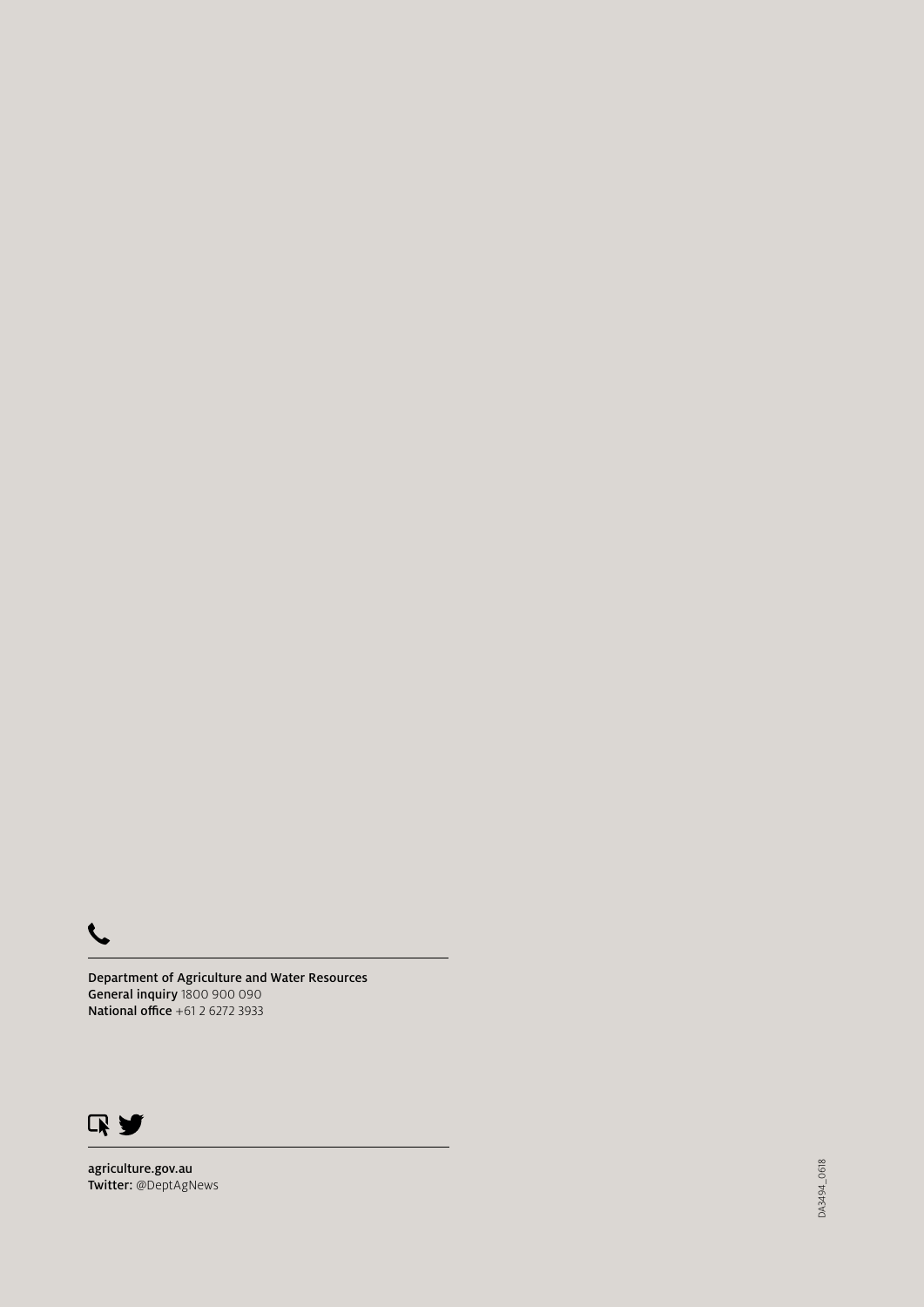**Department of Agriculture and Water Resources**
**General inquiry** 1800 900 090
**National office** +61 2 6272 3933

**agriculture.gov.au**
**Twitter:** @DeptAgNews

DA3494_0618